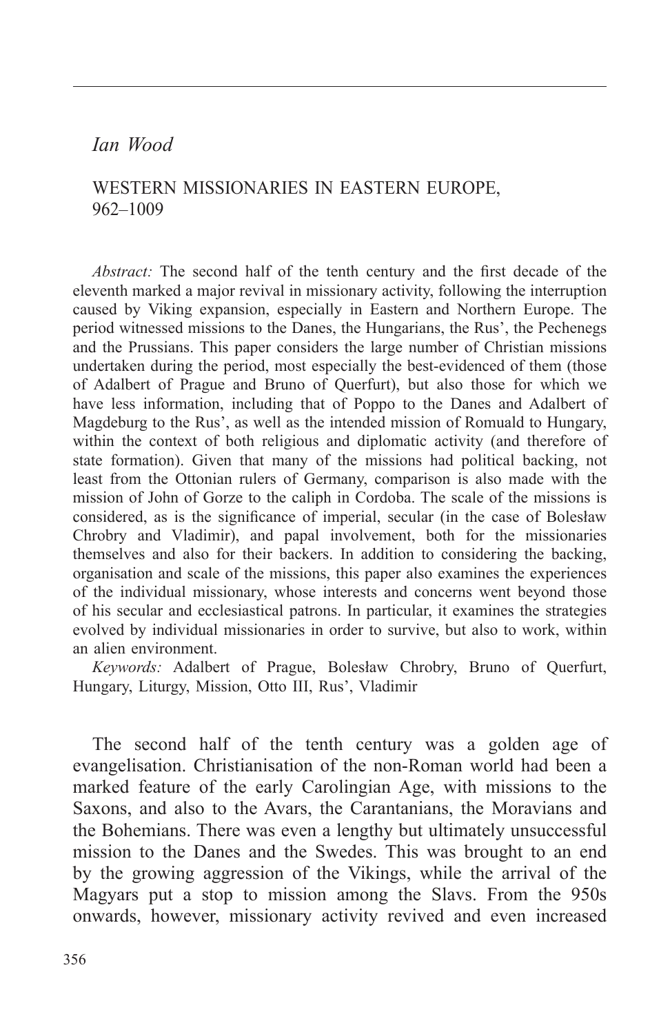*Ian Wood*

# WESTERN MISSIONARIES IN EASTERN EUROPE, 962–1009

*Abstract:* The second half of the tenth century and the first decade of the eleventh marked a major revival in missionary activity, following the interruption caused by Viking expansion, especially in Eastern and Northern Europe. The period witnessed missions to the Danes, the Hungarians, the Rus', the Pechenegs and the Prussians. This paper considers the large number of Christian missions undertaken during the period, most especially the best-evidenced of them (those of Adalbert of Prague and Bruno of Querfurt), but also those for which we have less information, including that of Poppo to the Danes and Adalbert of Magdeburg to the Rus', as well as the intended mission of Romuald to Hungary, within the context of both religious and diplomatic activity (and therefore of state formation). Given that many of the missions had political backing, not least from the Ottonian rulers of Germany, comparison is also made with the mission of John of Gorze to the caliph in Cordoba. The scale of the missions is considered, as is the significance of imperial, secular (in the case of Bolesław Chrobry and Vladimir), and papal involvement, both for the missionaries themselves and also for their backers. In addition to considering the backing, organisation and scale of the missions, this paper also examines the experiences of the individual missionary, whose interests and concerns went beyond those of his secular and ecclesiastical patrons. In particular, it examines the strategies evolved by individual missionaries in order to survive, but also to work, within an alien environment.

*Keywords:* Adalbert of Prague, Bolesław Chrobry, Bruno of Querfurt, Hungary, Liturgy, Mission, Otto III, Rus', Vladimir

The second half of the tenth century was a golden age of evangelisation. Christianisation of the non-Roman world had been a marked feature of the early Carolingian Age, with missions to the Saxons, and also to the Avars, the Carantanians, the Moravians and the Bohemians. There was even a lengthy but ultimately unsuccessful mission to the Danes and the Swedes. This was brought to an end by the growing aggression of the Vikings, while the arrival of the Magyars put a stop to mission among the Slavs. From the 950s onwards, however, missionary activity revived and even increased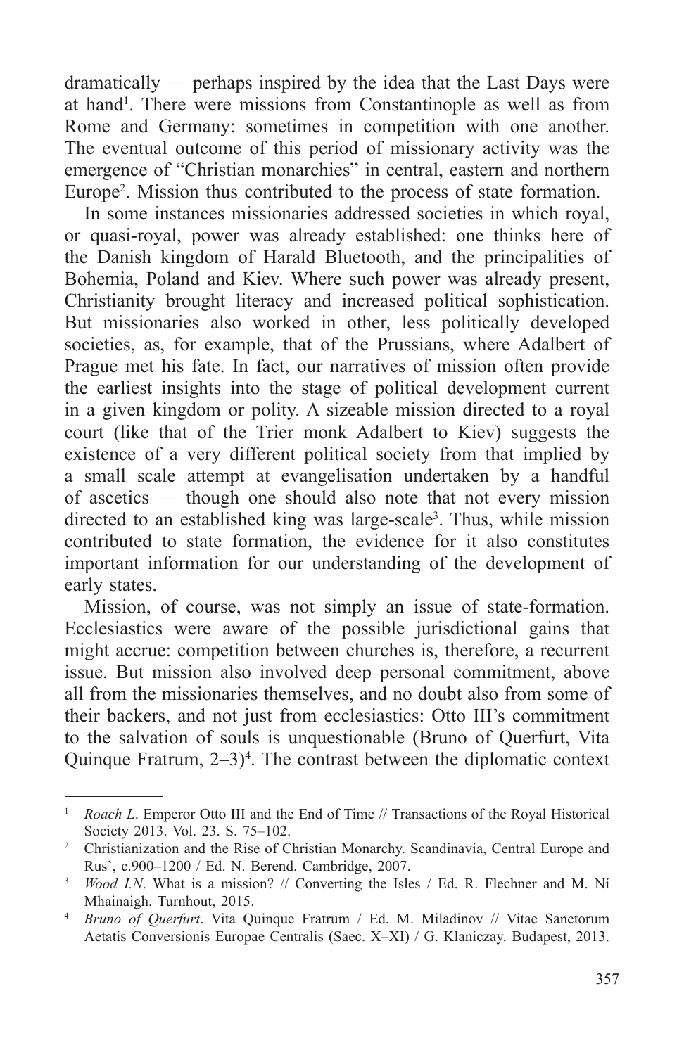dramatically — perhaps inspired by the idea that the Last Days were at hand[1]. There were missions from Constantinople as well as from Rome and Germany: sometimes in competition with one another. The eventual outcome of this period of missionary activity was the emergence of "Christian monarchies" in central, eastern and northern Europe[2]. Mission thus contributed to the process of state formation.

In some instances missionaries addressed societies in which royal, or quasi-royal, power was already established: one thinks here of the Danish kingdom of Harald Bluetooth, and the principalities of Bohemia, Poland and Kiev. Where such power was already present, Christianity brought literacy and increased political sophistication. But missionaries also worked in other, less politically developed societies, as, for example, that of the Prussians, where Adalbert of Prague met his fate. In fact, our narratives of mission often provide the earliest insights into the stage of political development current in a given kingdom or polity. A sizeable mission directed to a royal court (like that of the Trier monk Adalbert to Kiev) suggests the existence of a very different political society from that implied by a small scale attempt at evangelisation undertaken by a handful of ascetics — though one should also note that not every mission directed to an established king was large-scale[3]. Thus, while mission contributed to state formation, the evidence for it also constitutes important information for our understanding of the development of early states.

Mission, of course, was not simply an issue of state-formation. Ecclesiastics were aware of the possible jurisdictional gains that might accrue: competition between churches is, therefore, a recurrent issue. But mission also involved deep personal commitment, above all from the missionaries themselves, and no doubt also from some of their backers, and not just from ecclesiastics: Otto III's commitment to the salvation of souls is unquestionable (Bruno of Querfurt, Vita Quinque Fratrum, 2–3)[4]. The contrast between the diplomatic context

---

[1] *Roach L*. Emperor Otto III and the End of Time // Transactions of the Royal Historical Society 2013. Vol. 23. S. 75–102.

[2] Christianization and the Rise of Christian Monarchy. Scandinavia, Central Europe and Rus', c.900–1200 / Ed. N. Berend. Cambridge, 2007.

[3] *Wood I.N*. What is a mission? // Converting the Isles / Ed. R. Flechner and M. Ní Mhainaigh. Turnhout, 2015.

[4] *Bruno of Querfurt*. Vita Quinque Fratrum / Ed. M. Miladinov // Vitae Sanctorum Aetatis Conversionis Europae Centralis (Saec. X–XI) / G. Klaniczay. Budapest, 2013.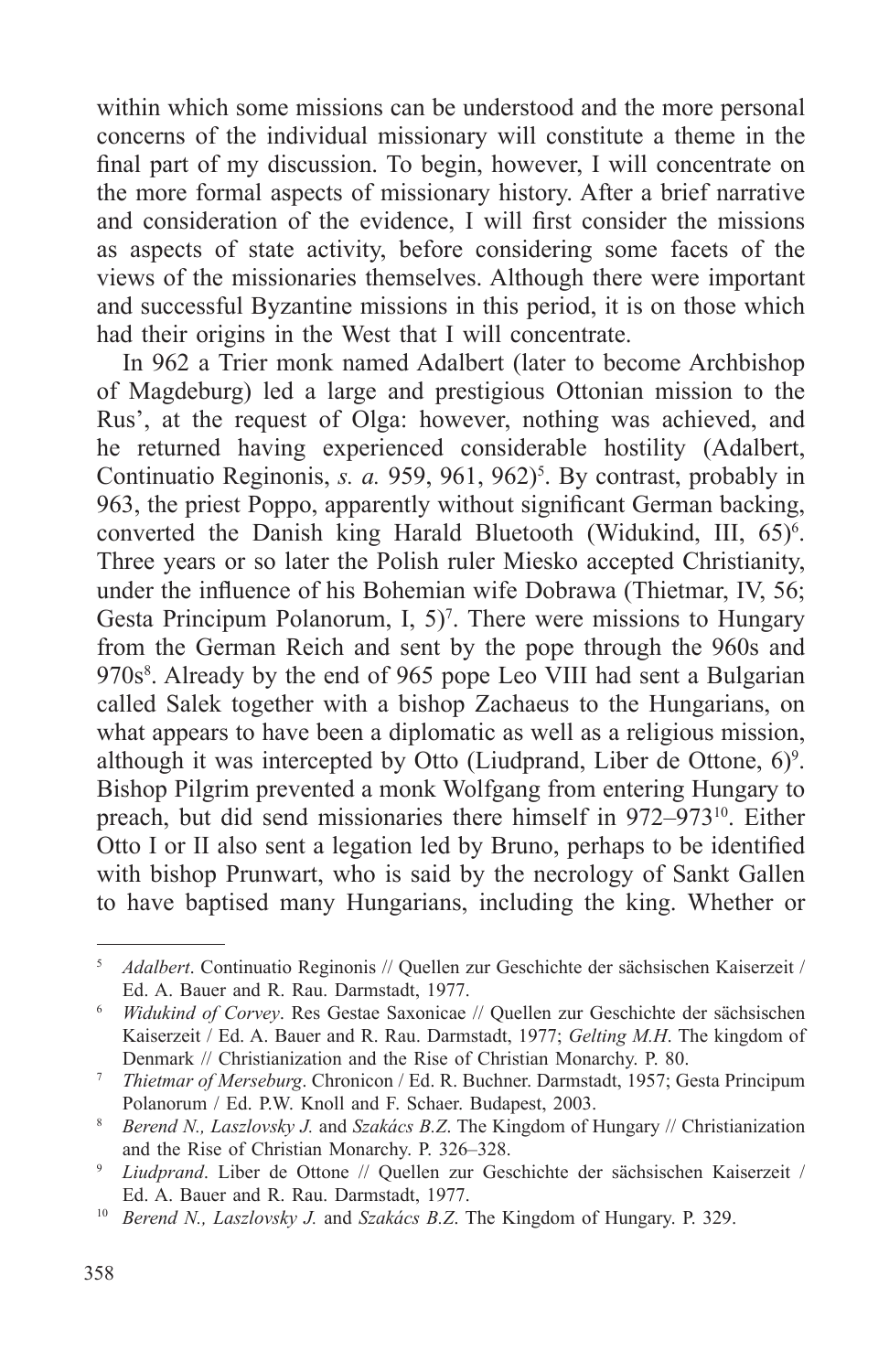within which some missions can be understood and the more personal concerns of the individual missionary will constitute a theme in the final part of my discussion. To begin, however, I will concentrate on the more formal aspects of missionary history. After a brief narrative and consideration of the evidence, I will first consider the missions as aspects of state activity, before considering some facets of the views of the missionaries themselves. Although there were important and successful Byzantine missions in this period, it is on those which had their origins in the West that I will concentrate.

In 962 a Trier monk named Adalbert (later to become Archbishop of Magdeburg) led a large and prestigious Ottonian mission to the Rus', at the request of Olga: however, nothing was achieved, and he returned having experienced considerable hostility (Adalbert, Continuatio Reginonis, *s. a.* 959, 961, 962)[5]. By contrast, probably in 963, the priest Poppo, apparently without significant German backing, converted the Danish king Harald Bluetooth (Widukind, III, 65)[6]. Three years or so later the Polish ruler Miesko accepted Christianity, under the influence of his Bohemian wife Dobrawa (Thietmar, IV, 56; Gesta Principum Polanorum, I, 5)[7]. There were missions to Hungary from the German Reich and sent by the pope through the 960s and 970s[8]. Already by the end of 965 pope Leo VIII had sent a Bulgarian called Salek together with a bishop Zachaeus to the Hungarians, on what appears to have been a diplomatic as well as a religious mission, although it was intercepted by Otto (Liudprand, Liber de Ottone, 6)[9]. Bishop Pilgrim prevented a monk Wolfgang from entering Hungary to preach, but did send missionaries there himself in 972–973[10]. Either Otto I or II also sent a legation led by Bruno, perhaps to be identified with bishop Prunwart, who is said by the necrology of Sankt Gallen to have baptised many Hungarians, including the king. Whether or

---

[5] *Adalbert*. Continuatio Reginonis // Quellen zur Geschichte der sächsischen Kaiserzeit / Ed. A. Bauer and R. Rau. Darmstadt, 1977.

[6] *Widukind of Corvey*. Res Gestae Saxonicae // Quellen zur Geschichte der sächsischen Kaiserzeit / Ed. A. Bauer and R. Rau. Darmstadt, 1977; *Gelting M.H*. The kingdom of Denmark // Christianization and the Rise of Christian Monarchy. P. 80.

[7] *Thietmar of Merseburg*. Chronicon / Ed. R. Buchner. Darmstadt, 1957; Gesta Principum Polanorum / Ed. P.W. Knoll and F. Schaer. Budapest, 2003.

[8] *Berend N., Laszlovsky J.* and *Szakács B.Z*. The Kingdom of Hungary // Christianization and the Rise of Christian Monarchy. P. 326–328.

[9] *Liudprand*. Liber de Ottone // Quellen zur Geschichte der sächsischen Kaiserzeit / Ed. A. Bauer and R. Rau. Darmstadt, 1977.

[10] *Berend N., Laszlovsky J.* and *Szakács B.Z*. The Kingdom of Hungary. P. 329.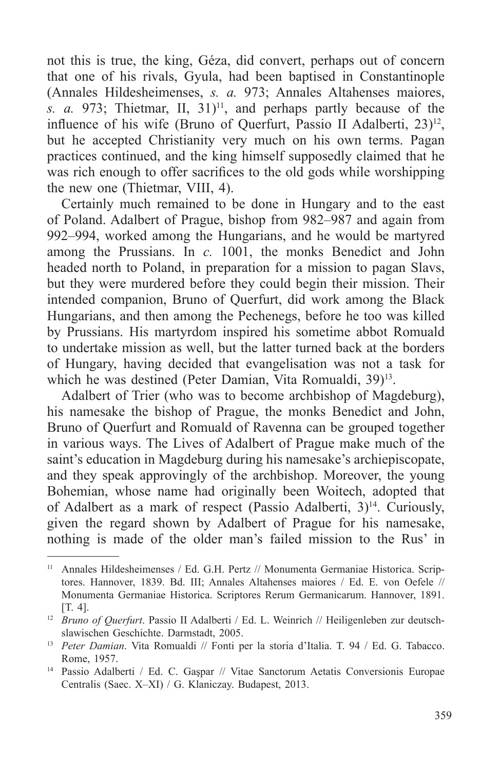not this is true, the king, Géza, did convert, perhaps out of concern that one of his rivals, Gyula, had been baptised in Constantinople (Annales Hildesheimenses, *s. a.* 973; Annales Altahenses maiores, *s. a.* 973; Thietmar, II, 31)[11], and perhaps partly because of the influence of his wife (Bruno of Querfurt, Passio II Adalberti, 23)[12], but he accepted Christianity very much on his own terms. Pagan practices continued, and the king himself supposedly claimed that he was rich enough to offer sacrifices to the old gods while worshipping the new one (Thietmar, VIII, 4).

Certainly much remained to be done in Hungary and to the east of Poland. Adalbert of Prague, bishop from 982–987 and again from 992–994, worked among the Hungarians, and he would be martyred among the Prussians. In *c.* 1001, the monks Benedict and John headed north to Poland, in preparation for a mission to pagan Slavs, but they were murdered before they could begin their mission. Their intended companion, Bruno of Querfurt, did work among the Black Hungarians, and then among the Pechenegs, before he too was killed by Prussians. His martyrdom inspired his sometime abbot Romuald to undertake mission as well, but the latter turned back at the borders of Hungary, having decided that evangelisation was not a task for which he was destined (Peter Damian, Vita Romualdi, 39)[13].

Adalbert of Trier (who was to become archbishop of Magdeburg), his namesake the bishop of Prague, the monks Benedict and John, Bruno of Querfurt and Romuald of Ravenna can be grouped together in various ways. The Lives of Adalbert of Prague make much of the saint's education in Magdeburg during his namesake's archiepiscopate, and they speak approvingly of the archbishop. Moreover, the young Bohemian, whose name had originally been Woitech, adopted that of Adalbert as a mark of respect (Passio Adalberti, 3)[14]. Curiously, given the regard shown by Adalbert of Prague for his namesake, nothing is made of the older man's failed mission to the Rus' in

---

[11] Annales Hildesheimenses / Ed. G.H. Pertz // Monumenta Germaniae Historica. Scriptores. Hannover, 1839. Bd. III; Annales Altahenses maiores / Ed. E. von Oefele // Monumenta Germaniae Historica. Scriptores Rerum Germanicarum. Hannover, 1891. [T. 4].

[12] *Bruno of Querfurt*. Passio II Adalberti / Ed. L. Weinrich // Heiligenleben zur deutsch-slawischen Geschichte. Darmstadt, 2005.

[13] *Peter Damian*. Vita Romualdi // Fonti per la storia d'Italia. T. 94 / Ed. G. Tabacco. Rome, 1957.

[14] Passio Adalberti / Ed. C. Gaşpar // Vitae Sanctorum Aetatis Conversionis Europae Centralis (Saec. X–XI) / G. Klaniczay. Budapest, 2013.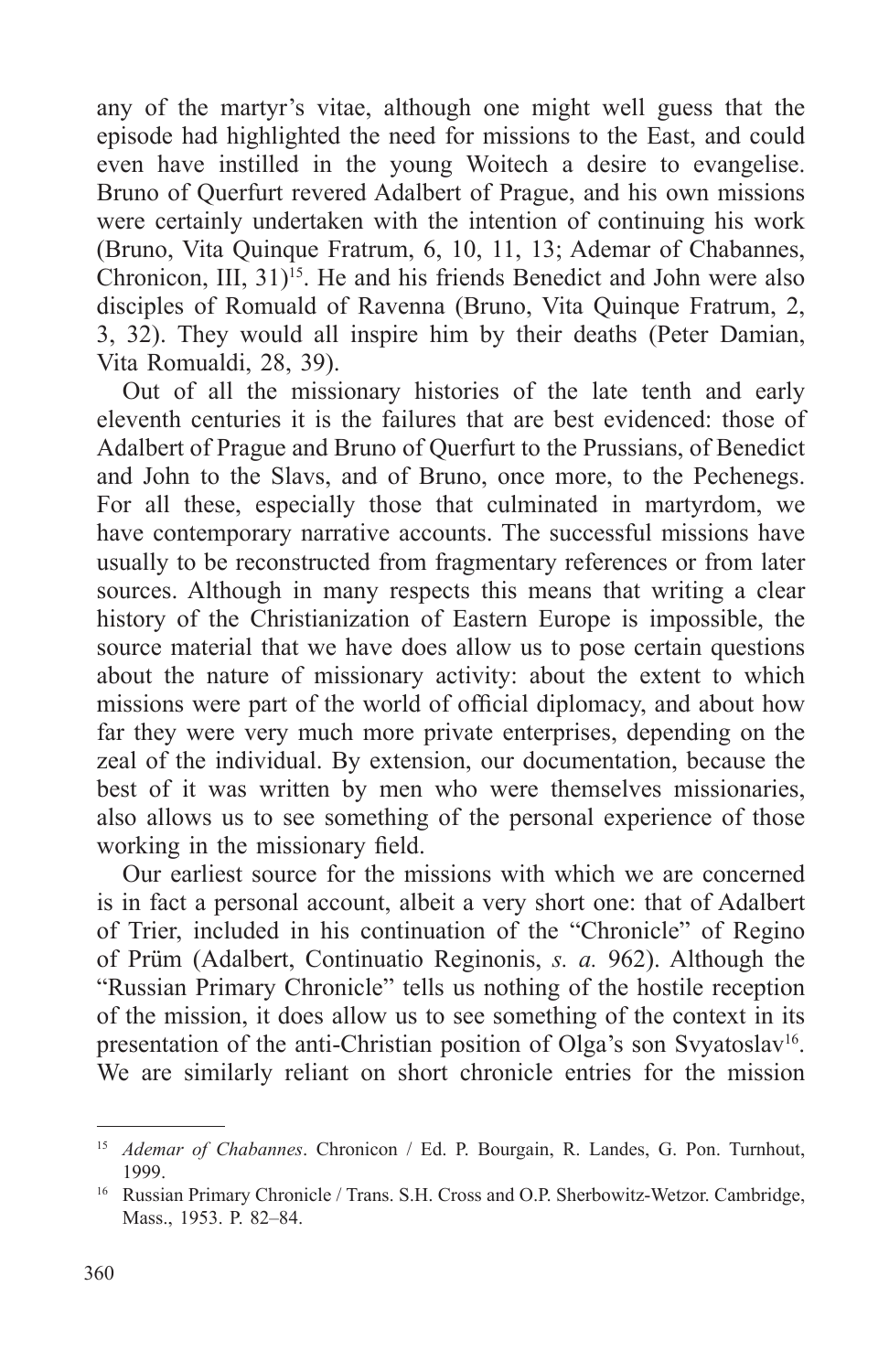any of the martyr's vitae, although one might well guess that the episode had highlighted the need for missions to the East, and could even have instilled in the young Woitech a desire to evangelise. Bruno of Querfurt revered Adalbert of Prague, and his own missions were certainly undertaken with the intention of continuing his work (Bruno, Vita Quinque Fratrum, 6, 10, 11, 13; Ademar of Chabannes, Chronicon, III, 31)[15]. He and his friends Benedict and John were also disciples of Romuald of Ravenna (Bruno, Vita Quinque Fratrum, 2, 3, 32). They would all inspire him by their deaths (Peter Damian, Vita Romualdi, 28, 39).

Out of all the missionary histories of the late tenth and early eleventh centuries it is the failures that are best evidenced: those of Adalbert of Prague and Bruno of Querfurt to the Prussians, of Benedict and John to the Slavs, and of Bruno, once more, to the Pechenegs. For all these, especially those that culminated in martyrdom, we have contemporary narrative accounts. The successful missions have usually to be reconstructed from fragmentary references or from later sources. Although in many respects this means that writing a clear history of the Christianization of Eastern Europe is impossible, the source material that we have does allow us to pose certain questions about the nature of missionary activity: about the extent to which missions were part of the world of official diplomacy, and about how far they were very much more private enterprises, depending on the zeal of the individual. By extension, our documentation, because the best of it was written by men who were themselves missionaries, also allows us to see something of the personal experience of those working in the missionary field.

Our earliest source for the missions with which we are concerned is in fact a personal account, albeit a very short one: that of Adalbert of Trier, included in his continuation of the "Chronicle" of Regino of Prüm (Adalbert, Continuatio Reginonis, *s. a.* 962). Although the "Russian Primary Chronicle" tells us nothing of the hostile reception of the mission, it does allow us to see something of the context in its presentation of the anti-Christian position of Olga's son Svyatoslav[16]. We are similarly reliant on short chronicle entries for the mission

---

[15] *Ademar of Chabannes*. Chronicon / Ed. P. Bourgain, R. Landes, G. Pon. Turnhout, 1999.

[16] Russian Primary Chronicle / Trans. S.H. Cross and O.P. Sherbowitz-Wetzor. Cambridge, Mass., 1953. P. 82–84.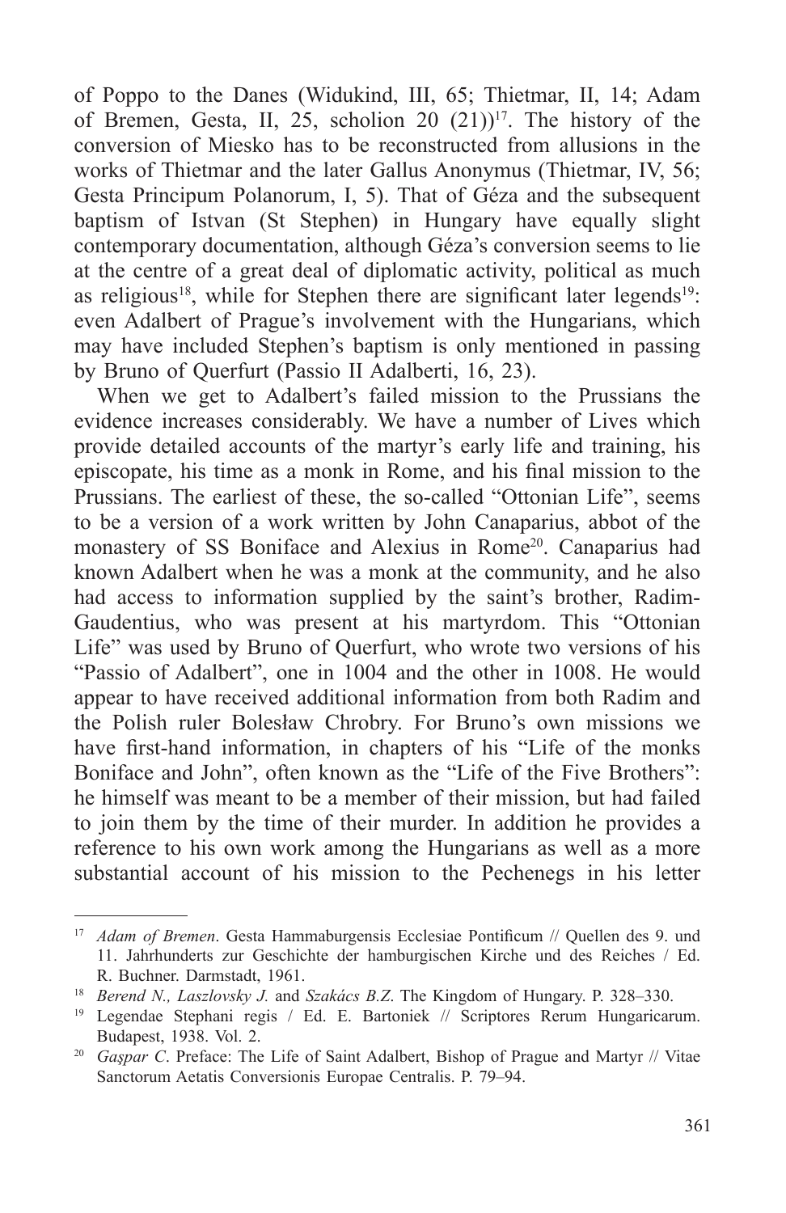of Poppo to the Danes (Widukind, III, 65; Thietmar, II, 14; Adam of Bremen, Gesta, II, 25, scholion 20 (21))[17]. The history of the conversion of Miesko has to be reconstructed from allusions in the works of Thietmar and the later Gallus Anonymus (Thietmar, IV, 56; Gesta Principum Polanorum, I, 5). That of Géza and the subsequent baptism of Istvan (St Stephen) in Hungary have equally slight contemporary documentation, although Géza's conversion seems to lie at the centre of a great deal of diplomatic activity, political as much as religious[18], while for Stephen there are significant later legends[19]: even Adalbert of Prague's involvement with the Hungarians, which may have included Stephen's baptism is only mentioned in passing by Bruno of Querfurt (Passio II Adalberti, 16, 23).

When we get to Adalbert's failed mission to the Prussians the evidence increases considerably. We have a number of Lives which provide detailed accounts of the martyr's early life and training, his episcopate, his time as a monk in Rome, and his final mission to the Prussians. The earliest of these, the so-called "Ottonian Life", seems to be a version of a work written by John Canaparius, abbot of the monastery of SS Boniface and Alexius in Rome[20]. Canaparius had known Adalbert when he was a monk at the community, and he also had access to information supplied by the saint's brother, Radim-Gaudentius, who was present at his martyrdom. This "Ottonian Life" was used by Bruno of Querfurt, who wrote two versions of his "Passio of Adalbert", one in 1004 and the other in 1008. He would appear to have received additional information from both Radim and the Polish ruler Bolesław Chrobry. For Bruno's own missions we have first-hand information, in chapters of his "Life of the monks Boniface and John", often known as the "Life of the Five Brothers": he himself was meant to be a member of their mission, but had failed to join them by the time of their murder. In addition he provides a reference to his own work among the Hungarians as well as a more substantial account of his mission to the Pechenegs in his letter

---

[17] *Adam of Bremen*. Gesta Hammaburgensis Ecclesiae Pontificum // Quellen des 9. und 11. Jahrhunderts zur Geschichte der hamburgischen Kirche und des Reiches / Ed. R. Buchner. Darmstadt, 1961.

[18] *Berend N., Laszlovsky J.* and *Szakács B.Z*. The Kingdom of Hungary. P. 328–330.

[19] Legendae Stephani regis / Ed. E. Bartoniek // Scriptores Rerum Hungaricarum. Budapest, 1938. Vol. 2.

[20] *Gaşpar C*. Preface: The Life of Saint Adalbert, Bishop of Prague and Martyr // Vitae Sanctorum Aetatis Conversionis Europae Centralis. P. 79–94.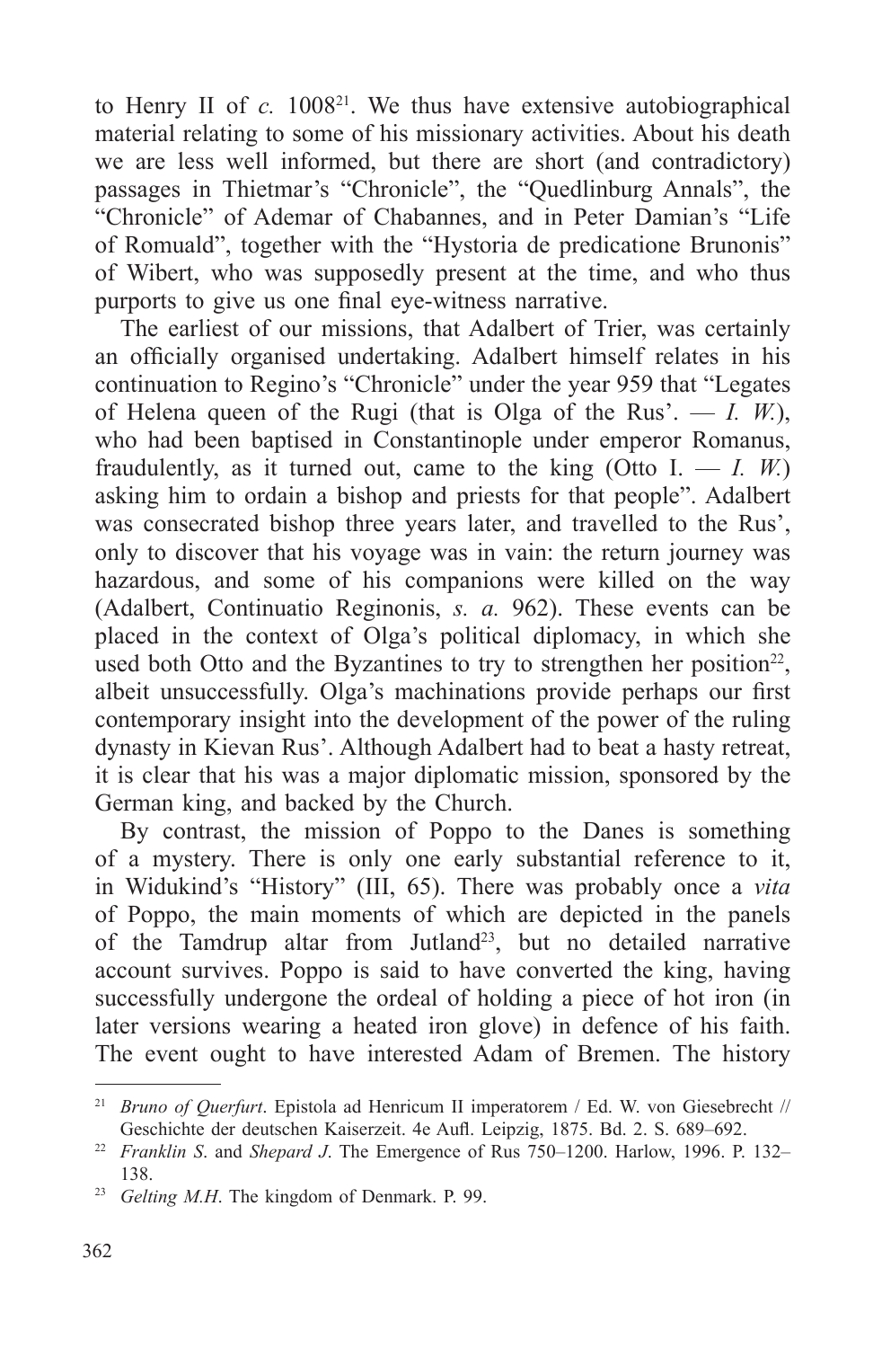to Henry II of *c.* 1008[21]. We thus have extensive autobiographical material relating to some of his missionary activities. About his death we are less well informed, but there are short (and contradictory) passages in Thietmar's "Chronicle", the "Quedlinburg Annals", the "Chronicle" of Ademar of Chabannes, and in Peter Damian's "Life of Romuald", together with the "Hystoria de predicatione Brunonis" of Wibert, who was supposedly present at the time, and who thus purports to give us one final eye-witness narrative.

The earliest of our missions, that Adalbert of Trier, was certainly an officially organised undertaking. Adalbert himself relates in his continuation to Regino's "Chronicle" under the year 959 that "Legates of Helena queen of the Rugi (that is Olga of the Rus'. — *I. W.*), who had been baptised in Constantinople under emperor Romanus, fraudulently, as it turned out, came to the king (Otto I. — *I. W.*) asking him to ordain a bishop and priests for that people". Adalbert was consecrated bishop three years later, and travelled to the Rus', only to discover that his voyage was in vain: the return journey was hazardous, and some of his companions were killed on the way (Adalbert, Continuatio Reginonis, *s. a.* 962). These events can be placed in the context of Olga's political diplomacy, in which she used both Otto and the Byzantines to try to strengthen her position[22], albeit unsuccessfully. Olga's machinations provide perhaps our first contemporary insight into the development of the power of the ruling dynasty in Kievan Rus'. Although Adalbert had to beat a hasty retreat, it is clear that his was a major diplomatic mission, sponsored by the German king, and backed by the Church.

By contrast, the mission of Poppo to the Danes is something of a mystery. There is only one early substantial reference to it, in Widukind's "History" (III, 65). There was probably once a *vita* of Poppo, the main moments of which are depicted in the panels of the Tamdrup altar from Jutland[23], but no detailed narrative account survives. Poppo is said to have converted the king, having successfully undergone the ordeal of holding a piece of hot iron (in later versions wearing a heated iron glove) in defence of his faith. The event ought to have interested Adam of Bremen. The history

---

[21] *Bruno of Querfurt*. Epistola ad Henricum II imperatorem / Ed. W. von Giesebrecht // Geschichte der deutschen Kaiserzeit. 4e Aufl. Leipzig, 1875. Bd. 2. S. 689–692.

[22] *Franklin S.* and *Shepard J*. The Emergence of Rus 750–1200. Harlow, 1996. P. 132–138.

[23] *Gelting M.H*. The kingdom of Denmark. P. 99.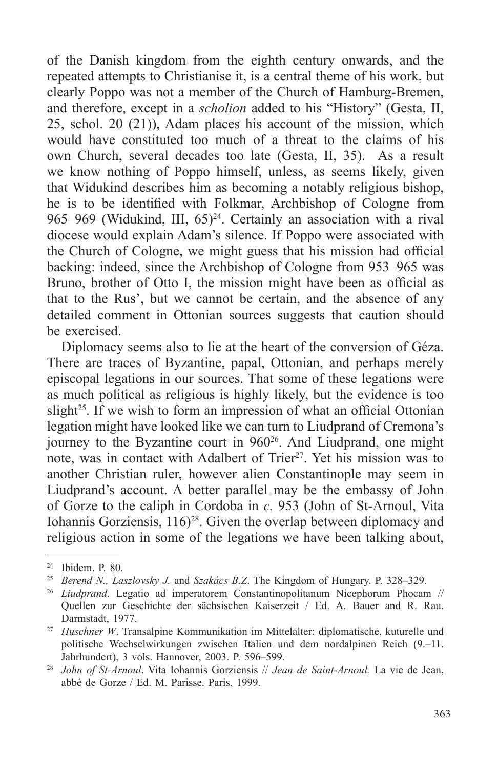of the Danish kingdom from the eighth century onwards, and the repeated attempts to Christianise it, is a central theme of his work, but clearly Poppo was not a member of the Church of Hamburg-Bremen, and therefore, except in a *scholion* added to his "History" (Gesta, II, 25, schol. 20 (21)), Adam places his account of the mission, which would have constituted too much of a threat to the claims of his own Church, several decades too late (Gesta, II, 35). As a result we know nothing of Poppo himself, unless, as seems likely, given that Widukind describes him as becoming a notably religious bishop, he is to be identified with Folkmar, Archbishop of Cologne from 965–969 (Widukind, III, 65)[24]. Certainly an association with a rival diocese would explain Adam's silence. If Poppo were associated with the Church of Cologne, we might guess that his mission had official backing: indeed, since the Archbishop of Cologne from 953–965 was Bruno, brother of Otto I, the mission might have been as official as that to the Rus', but we cannot be certain, and the absence of any detailed comment in Ottonian sources suggests that caution should be exercised.

Diplomacy seems also to lie at the heart of the conversion of Géza. There are traces of Byzantine, papal, Ottonian, and perhaps merely episcopal legations in our sources. That some of these legations were as much political as religious is highly likely, but the evidence is too slight[25]. If we wish to form an impression of what an official Ottonian legation might have looked like we can turn to Liudprand of Cremona's journey to the Byzantine court in 960[26]. And Liudprand, one might note, was in contact with Adalbert of Trier[27]. Yet his mission was to another Christian ruler, however alien Constantinople may seem in Liudprand's account. A better parallel may be the embassy of John of Gorze to the caliph in Cordoba in *c.* 953 (John of St-Arnoul, Vita Iohannis Gorziensis, 116)[28]. Given the overlap between diplomacy and religious action in some of the legations we have been talking about,

---

[24] Ibidem. P. 80.

[25] *Berend N., Laszlovsky J.* and *Szakács B.Z*. The Kingdom of Hungary. P. 328–329.

[26] *Liudprand*. Legatio ad imperatorem Constantinopolitanum Nicephorum Phocam // Quellen zur Geschichte der sächsischen Kaiserzeit / Ed. A. Bauer and R. Rau. Darmstadt, 1977.

[27] *Huschner W*. Transalpine Kommunikation im Mittelalter: diplomatische, kuturelle und politische Wechselwirkungen zwischen Italien und dem nordalpinen Reich (9.–11. Jahrhundert), 3 vols. Hannover, 2003. P. 596–599.

[28] *John of St-Arnoul*. Vita Iohannis Gorziensis // *Jean de Saint-Arnoul.* La vie de Jean, abbé de Gorze / Ed. M. Parisse. Paris, 1999.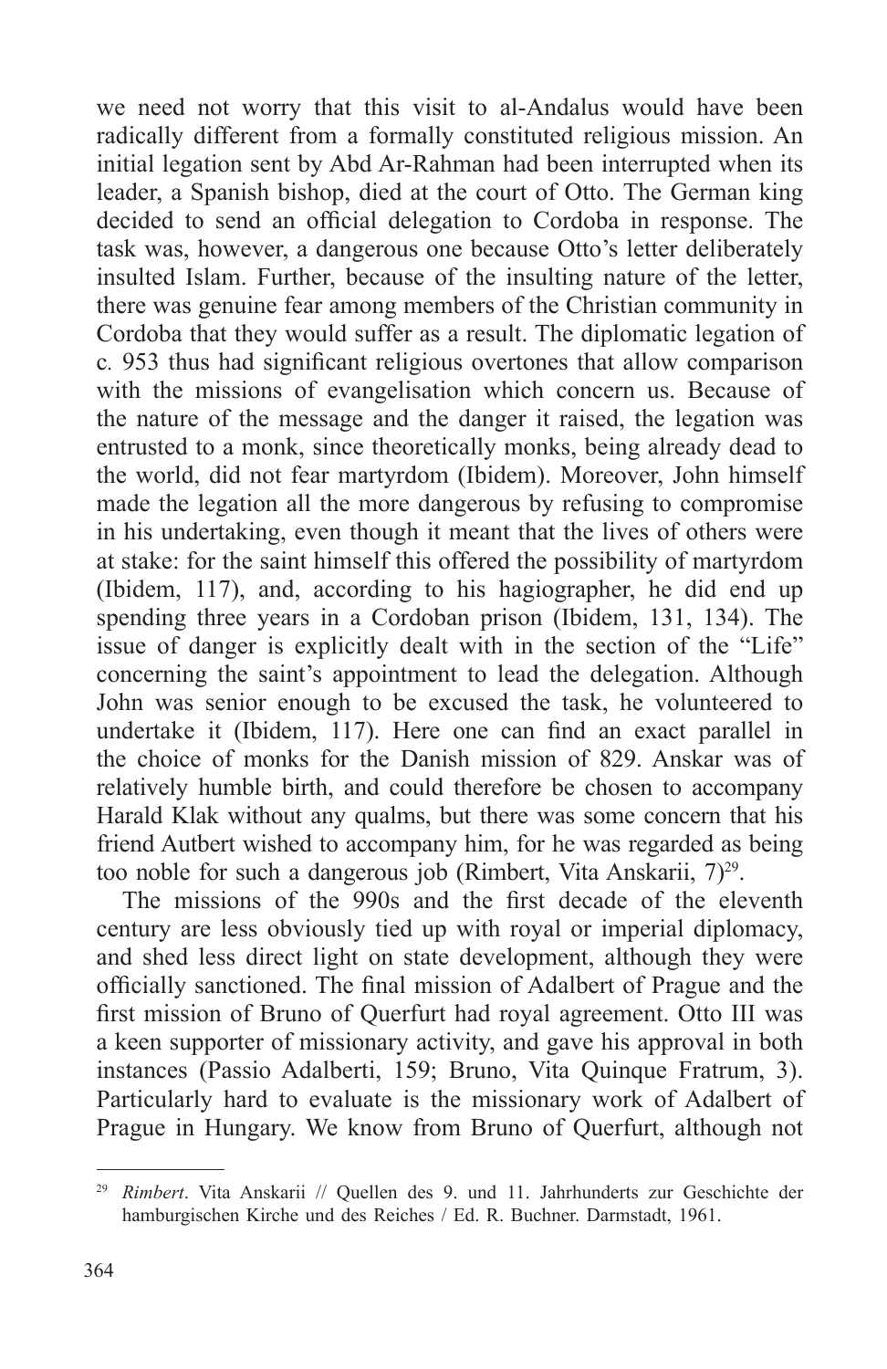we need not worry that this visit to al-Andalus would have been radically different from a formally constituted religious mission. An initial legation sent by Abd Ar-Rahman had been interrupted when its leader, a Spanish bishop, died at the court of Otto. The German king decided to send an official delegation to Cordoba in response. The task was, however, a dangerous one because Otto's letter deliberately insulted Islam. Further, because of the insulting nature of the letter, there was genuine fear among members of the Christian community in Cordoba that they would suffer as a result. The diplomatic legation of c. 953 thus had significant religious overtones that allow comparison with the missions of evangelisation which concern us. Because of the nature of the message and the danger it raised, the legation was entrusted to a monk, since theoretically monks, being already dead to the world, did not fear martyrdom (Ibidem). Moreover, John himself made the legation all the more dangerous by refusing to compromise in his undertaking, even though it meant that the lives of others were at stake: for the saint himself this offered the possibility of martyrdom (Ibidem, 117), and, according to his hagiographer, he did end up spending three years in a Cordoban prison (Ibidem, 131, 134). The issue of danger is explicitly dealt with in the section of the "Life" concerning the saint's appointment to lead the delegation. Although John was senior enough to be excused the task, he volunteered to undertake it (Ibidem, 117). Here one can find an exact parallel in the choice of monks for the Danish mission of 829. Anskar was of relatively humble birth, and could therefore be chosen to accompany Harald Klak without any qualms, but there was some concern that his friend Autbert wished to accompany him, for he was regarded as being too noble for such a dangerous job (Rimbert, Vita Anskarii, 7)[29].

The missions of the 990s and the first decade of the eleventh century are less obviously tied up with royal or imperial diplomacy, and shed less direct light on state development, although they were officially sanctioned. The final mission of Adalbert of Prague and the first mission of Bruno of Querfurt had royal agreement. Otto III was a keen supporter of missionary activity, and gave his approval in both instances (Passio Adalberti, 159; Bruno, Vita Quinque Fratrum, 3). Particularly hard to evaluate is the missionary work of Adalbert of Prague in Hungary. We know from Bruno of Querfurt, although not

---

[29] *Rimbert*. Vita Anskarii // Quellen des 9. und 11. Jahrhunderts zur Geschichte der hamburgischen Kirche und des Reiches / Ed. R. Buchner. Darmstadt, 1961.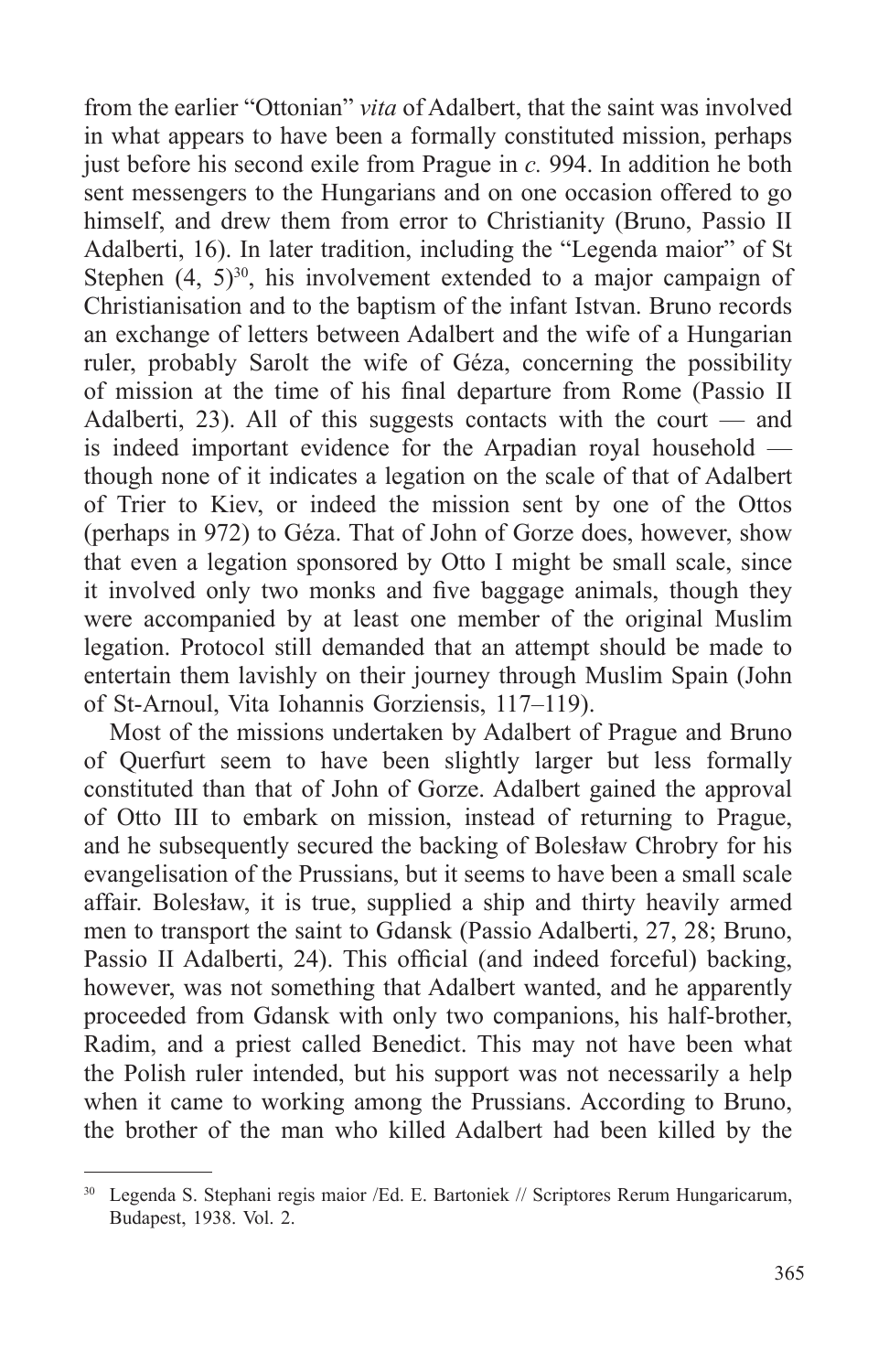from the earlier "Ottonian" *vita* of Adalbert, that the saint was involved in what appears to have been a formally constituted mission, perhaps just before his second exile from Prague in *c.* 994. In addition he both sent messengers to the Hungarians and on one occasion offered to go himself, and drew them from error to Christianity (Bruno, Passio II Adalberti, 16). In later tradition, including the "Legenda maior" of St Stephen (4, 5)[30], his involvement extended to a major campaign of Christianisation and to the baptism of the infant Istvan. Bruno records an exchange of letters between Adalbert and the wife of a Hungarian ruler, probably Sarolt the wife of Géza, concerning the possibility of mission at the time of his final departure from Rome (Passio II Adalberti, 23). All of this suggests contacts with the court — and is indeed important evidence for the Arpadian royal household — though none of it indicates a legation on the scale of that of Adalbert of Trier to Kiev, or indeed the mission sent by one of the Ottos (perhaps in 972) to Géza. That of John of Gorze does, however, show that even a legation sponsored by Otto I might be small scale, since it involved only two monks and five baggage animals, though they were accompanied by at least one member of the original Muslim legation. Protocol still demanded that an attempt should be made to entertain them lavishly on their journey through Muslim Spain (John of St-Arnoul, Vita Iohannis Gorziensis, 117–119).

Most of the missions undertaken by Adalbert of Prague and Bruno of Querfurt seem to have been slightly larger but less formally constituted than that of John of Gorze. Adalbert gained the approval of Otto III to embark on mission, instead of returning to Prague, and he subsequently secured the backing of Bolesław Chrobry for his evangelisation of the Prussians, but it seems to have been a small scale affair. Bolesław, it is true, supplied a ship and thirty heavily armed men to transport the saint to Gdansk (Passio Adalberti, 27, 28; Bruno, Passio II Adalberti, 24). This official (and indeed forceful) backing, however, was not something that Adalbert wanted, and he apparently proceeded from Gdansk with only two companions, his half-brother, Radim, and a priest called Benedict. This may not have been what the Polish ruler intended, but his support was not necessarily a help when it came to working among the Prussians. According to Bruno, the brother of the man who killed Adalbert had been killed by the

---

[30] Legenda S. Stephani regis maior /Ed. E. Bartoniek // Scriptores Rerum Hungaricarum, Budapest, 1938. Vol. 2.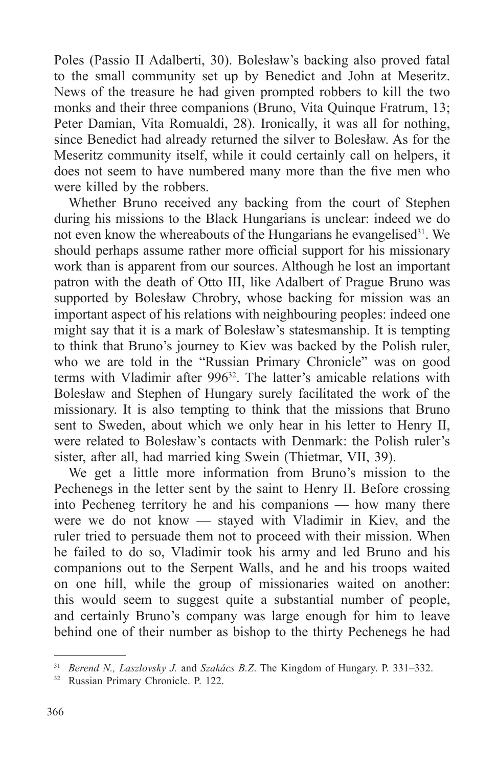Poles (Passio II Adalberti, 30). Bolesław's backing also proved fatal to the small community set up by Benedict and John at Meseritz. News of the treasure he had given prompted robbers to kill the two monks and their three companions (Bruno, Vita Quinque Fratrum, 13; Peter Damian, Vita Romualdi, 28). Ironically, it was all for nothing, since Benedict had already returned the silver to Bolesław. As for the Meseritz community itself, while it could certainly call on helpers, it does not seem to have numbered many more than the five men who were killed by the robbers.

Whether Bruno received any backing from the court of Stephen during his missions to the Black Hungarians is unclear: indeed we do not even know the whereabouts of the Hungarians he evangelised[31]. We should perhaps assume rather more official support for his missionary work than is apparent from our sources. Although he lost an important patron with the death of Otto III, like Adalbert of Prague Bruno was supported by Bolesław Chrobry, whose backing for mission was an important aspect of his relations with neighbouring peoples: indeed one might say that it is a mark of Bolesław's statesmanship. It is tempting to think that Bruno's journey to Kiev was backed by the Polish ruler, who we are told in the "Russian Primary Chronicle" was on good terms with Vladimir after 996[32]. The latter's amicable relations with Bolesław and Stephen of Hungary surely facilitated the work of the missionary. It is also tempting to think that the missions that Bruno sent to Sweden, about which we only hear in his letter to Henry II, were related to Bolesław's contacts with Denmark: the Polish ruler's sister, after all, had married king Swein (Thietmar, VII, 39).

We get a little more information from Bruno's mission to the Pechenegs in the letter sent by the saint to Henry II. Before crossing into Pecheneg territory he and his companions — how many there were we do not know — stayed with Vladimir in Kiev, and the ruler tried to persuade them not to proceed with their mission. When he failed to do so, Vladimir took his army and led Bruno and his companions out to the Serpent Walls, and he and his troops waited on one hill, while the group of missionaries waited on another: this would seem to suggest quite a substantial number of people, and certainly Bruno's company was large enough for him to leave behind one of their number as bishop to the thirty Pechenegs he had

---

[31] *Berend N., Laszlovsky J.* and *Szakács B.Z*. The Kingdom of Hungary. P. 331–332.

[32] Russian Primary Chronicle. P. 122.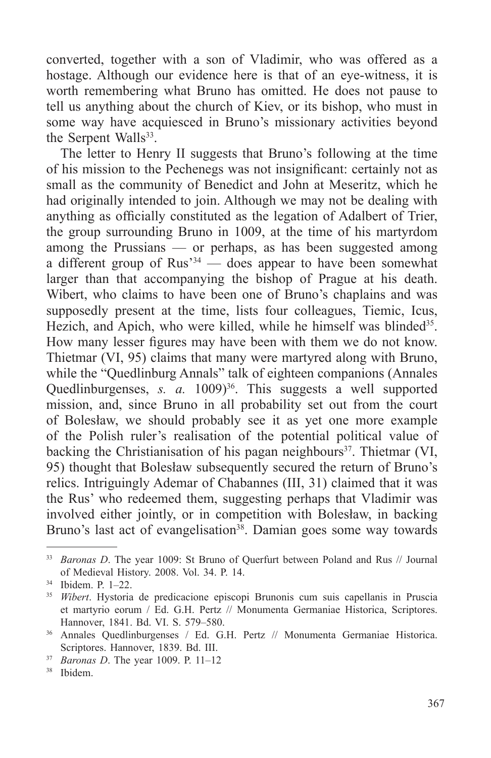converted, together with a son of Vladimir, who was offered as a hostage. Although our evidence here is that of an eye-witness, it is worth remembering what Bruno has omitted. He does not pause to tell us anything about the church of Kiev, or its bishop, who must in some way have acquiesced in Bruno's missionary activities beyond the Serpent Walls[33].

The letter to Henry II suggests that Bruno's following at the time of his mission to the Pechenegs was not insignificant: certainly not as small as the community of Benedict and John at Meseritz, which he had originally intended to join. Although we may not be dealing with anything as officially constituted as the legation of Adalbert of Trier, the group surrounding Bruno in 1009, at the time of his martyrdom among the Prussians — or perhaps, as has been suggested among a different group of Rus'[34] — does appear to have been somewhat larger than that accompanying the bishop of Prague at his death. Wibert, who claims to have been one of Bruno's chaplains and was supposedly present at the time, lists four colleagues, Tiemic, Icus, Hezich, and Apich, who were killed, while he himself was blinded[35]. How many lesser figures may have been with them we do not know. Thietmar (VI, 95) claims that many were martyred along with Bruno, while the "Quedlinburg Annals" talk of eighteen companions (Annales Quedlinburgenses, *s. a.* 1009)[36]. This suggests a well supported mission, and, since Bruno in all probability set out from the court of Bolesław, we should probably see it as yet one more example of the Polish ruler's realisation of the potential political value of backing the Christianisation of his pagan neighbours[37]. Thietmar (VI, 95) thought that Bolesław subsequently secured the return of Bruno's relics. Intriguingly Ademar of Chabannes (III, 31) claimed that it was the Rus' who redeemed them, suggesting perhaps that Vladimir was involved either jointly, or in competition with Bolesław, in backing Bruno's last act of evangelisation[38]. Damian goes some way towards

---

[33] *Baronas D*. The year 1009: St Bruno of Querfurt between Poland and Rus // Journal of Medieval History. 2008. Vol. 34. P. 14.

[34] Ibidem. P. 1–22.

[35] *Wibert*. Hystoria de predicacione episcopi Brunonis cum suis capellanis in Pruscia et martyrio eorum / Ed. G.H. Pertz // Monumenta Germaniae Historica, Scriptores. Hannover, 1841. Bd. VI. S. 579–580.

[36] Annales Quedlinburgenses / Ed. G.H. Pertz // Monumenta Germaniae Historica. Scriptores. Hannover, 1839. Bd. III.

[37] *Baronas D*. The year 1009. P. 11–12

[38] Ibidem.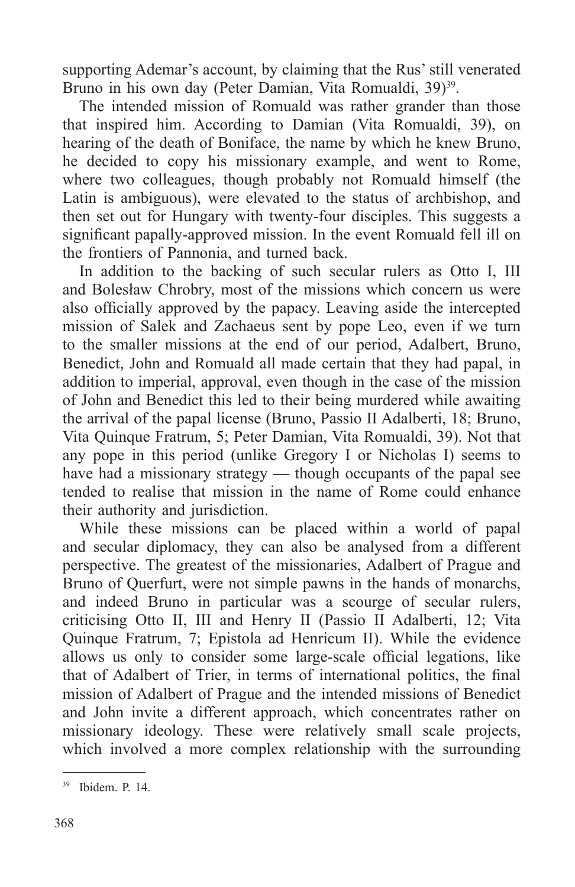supporting Ademar's account, by claiming that the Rus' still venerated Bruno in his own day (Peter Damian, Vita Romualdi, 39)[39].

The intended mission of Romuald was rather grander than those that inspired him. According to Damian (Vita Romualdi, 39), on hearing of the death of Boniface, the name by which he knew Bruno, he decided to copy his missionary example, and went to Rome, where two colleagues, though probably not Romuald himself (the Latin is ambiguous), were elevated to the status of archbishop, and then set out for Hungary with twenty-four disciples. This suggests a significant papally-approved mission. In the event Romuald fell ill on the frontiers of Pannonia, and turned back.

In addition to the backing of such secular rulers as Otto I, III and Bolesław Chrobry, most of the missions which concern us were also officially approved by the papacy. Leaving aside the intercepted mission of Salek and Zachaeus sent by pope Leo, even if we turn to the smaller missions at the end of our period, Adalbert, Bruno, Benedict, John and Romuald all made certain that they had papal, in addition to imperial, approval, even though in the case of the mission of John and Benedict this led to their being murdered while awaiting the arrival of the papal license (Bruno, Passio II Adalberti, 18; Bruno, Vita Quinque Fratrum, 5; Peter Damian, Vita Romualdi, 39). Not that any pope in this period (unlike Gregory I or Nicholas I) seems to have had a missionary strategy — though occupants of the papal see tended to realise that mission in the name of Rome could enhance their authority and jurisdiction.

While these missions can be placed within a world of papal and secular diplomacy, they can also be analysed from a different perspective. The greatest of the missionaries, Adalbert of Prague and Bruno of Querfurt, were not simple pawns in the hands of monarchs, and indeed Bruno in particular was a scourge of secular rulers, criticising Otto II, III and Henry II (Passio II Adalberti, 12; Vita Quinque Fratrum, 7; Epistola ad Henricum II). While the evidence allows us only to consider some large-scale official legations, like that of Adalbert of Trier, in terms of international politics, the final mission of Adalbert of Prague and the intended missions of Benedict and John invite a different approach, which concentrates rather on missionary ideology. These were relatively small scale projects, which involved a more complex relationship with the surrounding

[39] Ibidem. P. 14.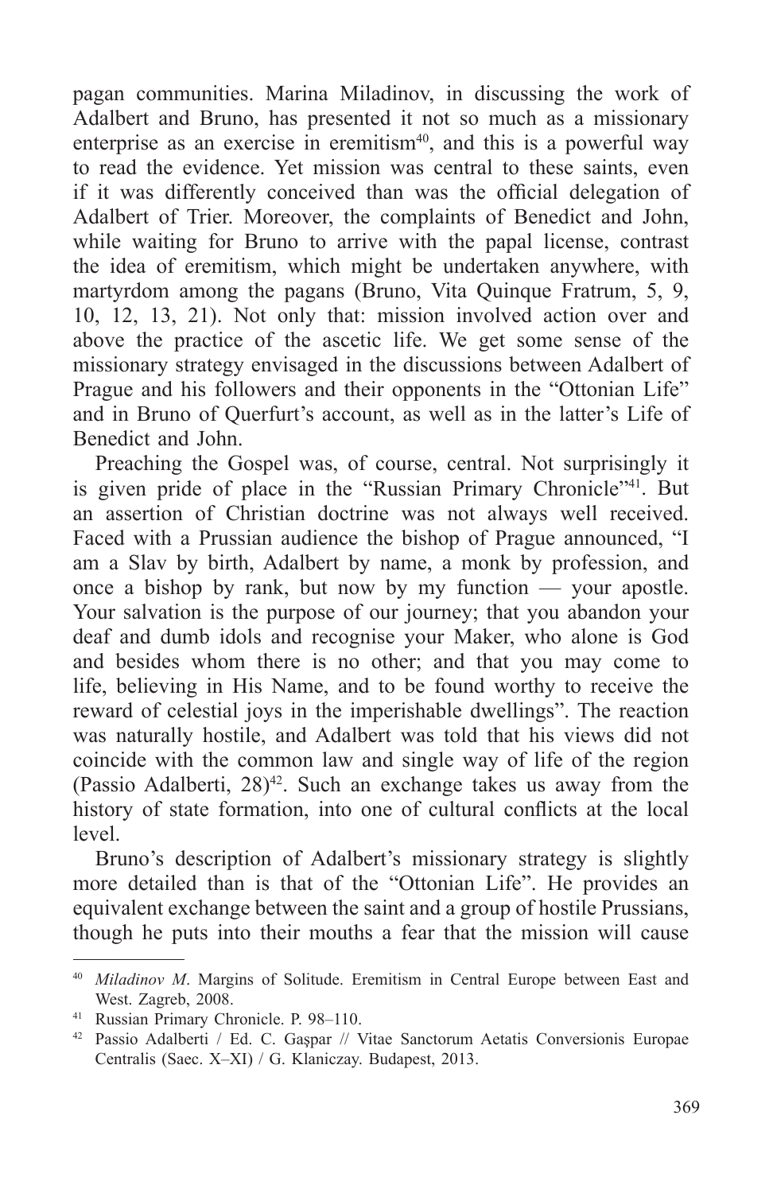pagan communities. Marina Miladinov, in discussing the work of Adalbert and Bruno, has presented it not so much as a missionary enterprise as an exercise in eremitism[40], and this is a powerful way to read the evidence. Yet mission was central to these saints, even if it was differently conceived than was the official delegation of Adalbert of Trier. Moreover, the complaints of Benedict and John, while waiting for Bruno to arrive with the papal license, contrast the idea of eremitism, which might be undertaken anywhere, with martyrdom among the pagans (Bruno, Vita Quinque Fratrum, 5, 9, 10, 12, 13, 21). Not only that: mission involved action over and above the practice of the ascetic life. We get some sense of the missionary strategy envisaged in the discussions between Adalbert of Prague and his followers and their opponents in the "Ottonian Life" and in Bruno of Querfurt's account, as well as in the latter's Life of Benedict and John.

Preaching the Gospel was, of course, central. Not surprisingly it is given pride of place in the "Russian Primary Chronicle"[41]. But an assertion of Christian doctrine was not always well received. Faced with a Prussian audience the bishop of Prague announced, "I am a Slav by birth, Adalbert by name, a monk by profession, and once a bishop by rank, but now by my function — your apostle. Your salvation is the purpose of our journey; that you abandon your deaf and dumb idols and recognise your Maker, who alone is God and besides whom there is no other; and that you may come to life, believing in His Name, and to be found worthy to receive the reward of celestial joys in the imperishable dwellings". The reaction was naturally hostile, and Adalbert was told that his views did not coincide with the common law and single way of life of the region (Passio Adalberti, 28)[42]. Such an exchange takes us away from the history of state formation, into one of cultural conflicts at the local level.

Bruno's description of Adalbert's missionary strategy is slightly more detailed than is that of the "Ottonian Life". He provides an equivalent exchange between the saint and a group of hostile Prussians, though he puts into their mouths a fear that the mission will cause

---

[40] *Miladinov M*. Margins of Solitude. Eremitism in Central Europe between East and West. Zagreb, 2008.

[41] Russian Primary Chronicle. P. 98–110.

[42] Passio Adalberti / Ed. C. Gaşpar // Vitae Sanctorum Aetatis Conversionis Europae Centralis (Saec. X–XI) / G. Klaniczay. Budapest, 2013.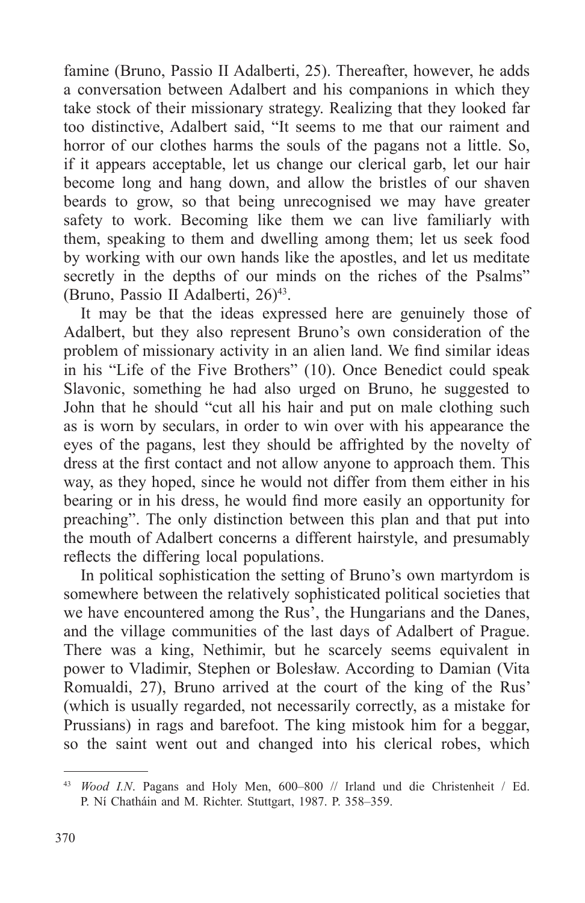famine (Bruno, Passio II Adalberti, 25). Thereafter, however, he adds a conversation between Adalbert and his companions in which they take stock of their missionary strategy. Realizing that they looked far too distinctive, Adalbert said, "It seems to me that our raiment and horror of our clothes harms the souls of the pagans not a little. So, if it appears acceptable, let us change our clerical garb, let our hair become long and hang down, and allow the bristles of our shaven beards to grow, so that being unrecognised we may have greater safety to work. Becoming like them we can live familiarly with them, speaking to them and dwelling among them; let us seek food by working with our own hands like the apostles, and let us meditate secretly in the depths of our minds on the riches of the Psalms" (Bruno, Passio II Adalberti, 26)[43].

It may be that the ideas expressed here are genuinely those of Adalbert, but they also represent Bruno's own consideration of the problem of missionary activity in an alien land. We find similar ideas in his "Life of the Five Brothers" (10). Once Benedict could speak Slavonic, something he had also urged on Bruno, he suggested to John that he should "cut all his hair and put on male clothing such as is worn by seculars, in order to win over with his appearance the eyes of the pagans, lest they should be affrighted by the novelty of dress at the first contact and not allow anyone to approach them. This way, as they hoped, since he would not differ from them either in his bearing or in his dress, he would find more easily an opportunity for preaching". The only distinction between this plan and that put into the mouth of Adalbert concerns a different hairstyle, and presumably reflects the differing local populations.

In political sophistication the setting of Bruno's own martyrdom is somewhere between the relatively sophisticated political societies that we have encountered among the Rus', the Hungarians and the Danes, and the village communities of the last days of Adalbert of Prague. There was a king, Nethimir, but he scarcely seems equivalent in power to Vladimir, Stephen or Bolesław. According to Damian (Vita Romualdi, 27), Bruno arrived at the court of the king of the Rus' (which is usually regarded, not necessarily correctly, as a mistake for Prussians) in rags and barefoot. The king mistook him for a beggar, so the saint went out and changed into his clerical robes, which

---

[43] *Wood I.N*. Pagans and Holy Men, 600–800 // Irland und die Christenheit / Ed. P. Ní Chatháin and M. Richter. Stuttgart, 1987. P. 358–359.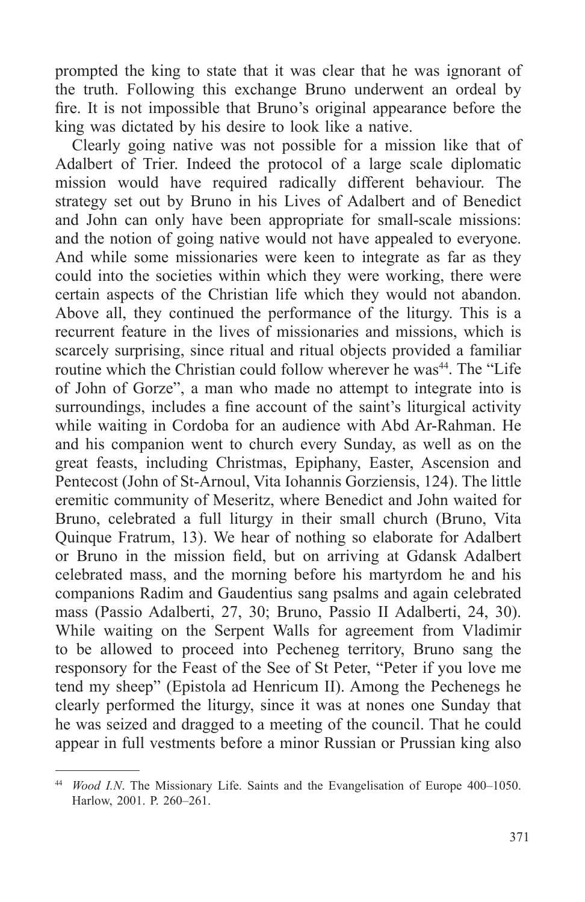prompted the king to state that it was clear that he was ignorant of the truth. Following this exchange Bruno underwent an ordeal by fire. It is not impossible that Bruno's original appearance before the king was dictated by his desire to look like a native.

Clearly going native was not possible for a mission like that of Adalbert of Trier. Indeed the protocol of a large scale diplomatic mission would have required radically different behaviour. The strategy set out by Bruno in his Lives of Adalbert and of Benedict and John can only have been appropriate for small-scale missions: and the notion of going native would not have appealed to everyone. And while some missionaries were keen to integrate as far as they could into the societies within which they were working, there were certain aspects of the Christian life which they would not abandon. Above all, they continued the performance of the liturgy. This is a recurrent feature in the lives of missionaries and missions, which is scarcely surprising, since ritual and ritual objects provided a familiar routine which the Christian could follow wherever he was[44]. The "Life of John of Gorze", a man who made no attempt to integrate into is surroundings, includes a fine account of the saint's liturgical activity while waiting in Cordoba for an audience with Abd Ar-Rahman. He and his companion went to church every Sunday, as well as on the great feasts, including Christmas, Epiphany, Easter, Ascension and Pentecost (John of St-Arnoul, Vita Iohannis Gorziensis, 124). The little eremitic community of Meseritz, where Benedict and John waited for Bruno, celebrated a full liturgy in their small church (Bruno, Vita Quinque Fratrum, 13). We hear of nothing so elaborate for Adalbert or Bruno in the mission field, but on arriving at Gdansk Adalbert celebrated mass, and the morning before his martyrdom he and his companions Radim and Gaudentius sang psalms and again celebrated mass (Passio Adalberti, 27, 30; Bruno, Passio II Adalberti, 24, 30). While waiting on the Serpent Walls for agreement from Vladimir to be allowed to proceed into Pecheneg territory, Bruno sang the responsory for the Feast of the See of St Peter, "Peter if you love me tend my sheep" (Epistola ad Henricum II). Among the Pechenegs he clearly performed the liturgy, since it was at nones one Sunday that he was seized and dragged to a meeting of the council. That he could appear in full vestments before a minor Russian or Prussian king also

---

[44] *Wood I.N*. The Missionary Life. Saints and the Evangelisation of Europe 400–1050. Harlow, 2001. P. 260–261.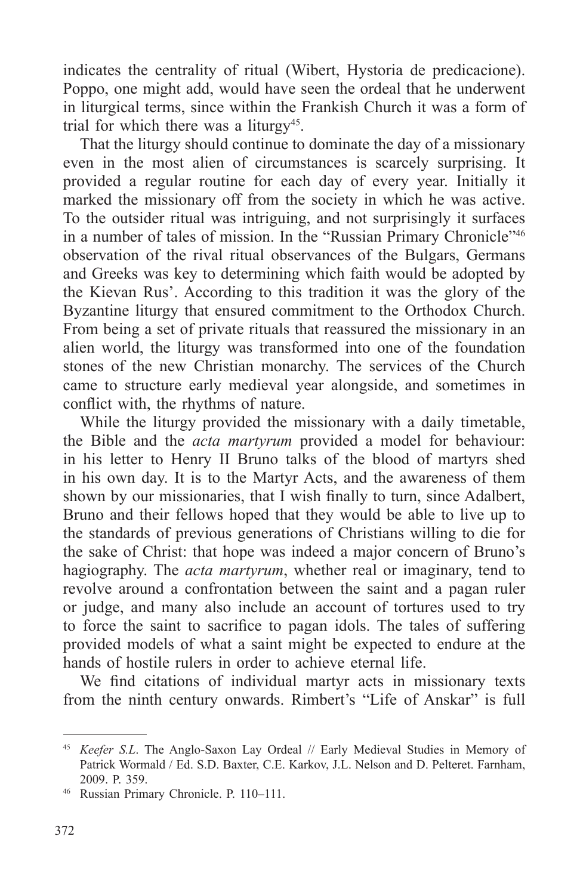indicates the centrality of ritual (Wibert, Hystoria de predicacione). Poppo, one might add, would have seen the ordeal that he underwent in liturgical terms, since within the Frankish Church it was a form of trial for which there was a liturgy[45].

That the liturgy should continue to dominate the day of a missionary even in the most alien of circumstances is scarcely surprising. It provided a regular routine for each day of every year. Initially it marked the missionary off from the society in which he was active. To the outsider ritual was intriguing, and not surprisingly it surfaces in a number of tales of mission. In the "Russian Primary Chronicle"[46] observation of the rival ritual observances of the Bulgars, Germans and Greeks was key to determining which faith would be adopted by the Kievan Rus'. According to this tradition it was the glory of the Byzantine liturgy that ensured commitment to the Orthodox Church. From being a set of private rituals that reassured the missionary in an alien world, the liturgy was transformed into one of the foundation stones of the new Christian monarchy. The services of the Church came to structure early medieval year alongside, and sometimes in conflict with, the rhythms of nature.

While the liturgy provided the missionary with a daily timetable, the Bible and the *acta martyrum* provided a model for behaviour: in his letter to Henry II Bruno talks of the blood of martyrs shed in his own day. It is to the Martyr Acts, and the awareness of them shown by our missionaries, that I wish finally to turn, since Adalbert, Bruno and their fellows hoped that they would be able to live up to the standards of previous generations of Christians willing to die for the sake of Christ: that hope was indeed a major concern of Bruno's hagiography. The *acta martyrum*, whether real or imaginary, tend to revolve around a confrontation between the saint and a pagan ruler or judge, and many also include an account of tortures used to try to force the saint to sacrifice to pagan idols. The tales of suffering provided models of what a saint might be expected to endure at the hands of hostile rulers in order to achieve eternal life.

We find citations of individual martyr acts in missionary texts from the ninth century onwards. Rimbert's "Life of Anskar" is full

---

[45] *Keefer S.L.* The Anglo-Saxon Lay Ordeal // Early Medieval Studies in Memory of Patrick Wormald / Ed. S.D. Baxter, C.E. Karkov, J.L. Nelson and D. Pelteret. Farnham, 2009. P. 359.

[46] Russian Primary Chronicle. P. 110–111.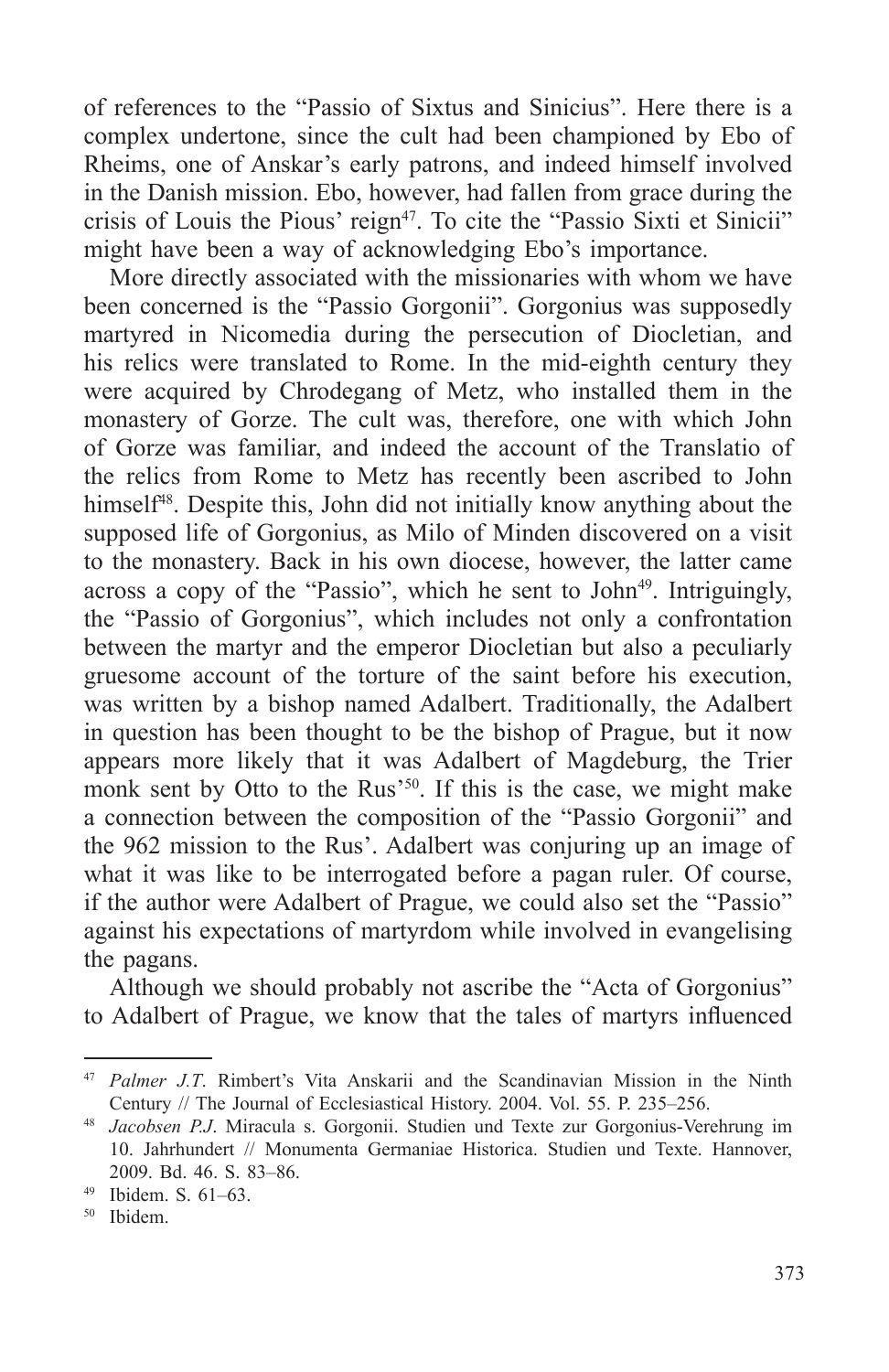of references to the "Passio of Sixtus and Sinicius". Here there is a complex undertone, since the cult had been championed by Ebo of Rheims, one of Anskar's early patrons, and indeed himself involved in the Danish mission. Ebo, however, had fallen from grace during the crisis of Louis the Pious' reign[47]. To cite the "Passio Sixti et Sinicii" might have been a way of acknowledging Ebo's importance.

More directly associated with the missionaries with whom we have been concerned is the "Passio Gorgonii". Gorgonius was supposedly martyred in Nicomedia during the persecution of Diocletian, and his relics were translated to Rome. In the mid-eighth century they were acquired by Chrodegang of Metz, who installed them in the monastery of Gorze. The cult was, therefore, one with which John of Gorze was familiar, and indeed the account of the Translatio of the relics from Rome to Metz has recently been ascribed to John himself[48]. Despite this, John did not initially know anything about the supposed life of Gorgonius, as Milo of Minden discovered on a visit to the monastery. Back in his own diocese, however, the latter came across a copy of the "Passio", which he sent to John[49]. Intriguingly, the "Passio of Gorgonius", which includes not only a confrontation between the martyr and the emperor Diocletian but also a peculiarly gruesome account of the torture of the saint before his execution, was written by a bishop named Adalbert. Traditionally, the Adalbert in question has been thought to be the bishop of Prague, but it now appears more likely that it was Adalbert of Magdeburg, the Trier monk sent by Otto to the Rus'[50]. If this is the case, we might make a connection between the composition of the "Passio Gorgonii" and the 962 mission to the Rus'. Adalbert was conjuring up an image of what it was like to be interrogated before a pagan ruler. Of course, if the author were Adalbert of Prague, we could also set the "Passio" against his expectations of martyrdom while involved in evangelising the pagans.

Although we should probably not ascribe the "Acta of Gorgonius" to Adalbert of Prague, we know that the tales of martyrs influenced

---

[47] *Palmer J.T.* Rimbert's Vita Anskarii and the Scandinavian Mission in the Ninth Century // The Journal of Ecclesiastical History. 2004. Vol. 55. P. 235–256.

[48] *Jacobsen P.J.* Miracula s. Gorgonii. Studien und Texte zur Gorgonius-Verehrung im 10. Jahrhundert // Monumenta Germaniae Historica. Studien und Texte. Hannover, 2009. Bd. 46. S. 83–86.

[49] Ibidem. S. 61–63.

[50] Ibidem.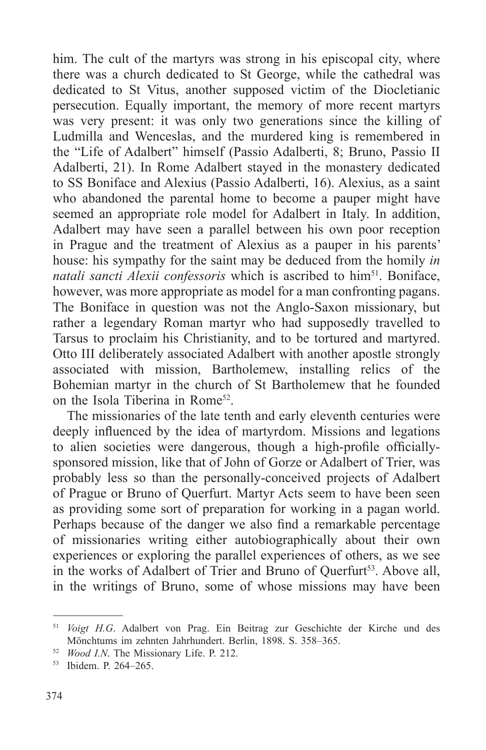him. The cult of the martyrs was strong in his episcopal city, where there was a church dedicated to St George, while the cathedral was dedicated to St Vitus, another supposed victim of the Diocletianic persecution. Equally important, the memory of more recent martyrs was very present: it was only two generations since the killing of Ludmilla and Wenceslas, and the murdered king is remembered in the "Life of Adalbert" himself (Passio Adalberti, 8; Bruno, Passio II Adalberti, 21). In Rome Adalbert stayed in the monastery dedicated to SS Boniface and Alexius (Passio Adalberti, 16). Alexius, as a saint who abandoned the parental home to become a pauper might have seemed an appropriate role model for Adalbert in Italy. In addition, Adalbert may have seen a parallel between his own poor reception in Prague and the treatment of Alexius as a pauper in his parents' house: his sympathy for the saint may be deduced from the homily *in natali sancti Alexii confessoris* which is ascribed to him[51]. Boniface, however, was more appropriate as model for a man confronting pagans. The Boniface in question was not the Anglo-Saxon missionary, but rather a legendary Roman martyr who had supposedly travelled to Tarsus to proclaim his Christianity, and to be tortured and martyred. Otto III deliberately associated Adalbert with another apostle strongly associated with mission, Bartholemew, installing relics of the Bohemian martyr in the church of St Bartholemew that he founded on the Isola Tiberina in Rome[52].

The missionaries of the late tenth and early eleventh centuries were deeply influenced by the idea of martyrdom. Missions and legations to alien societies were dangerous, though a high-profile officially-sponsored mission, like that of John of Gorze or Adalbert of Trier, was probably less so than the personally-conceived projects of Adalbert of Prague or Bruno of Querfurt. Martyr Acts seem to have been seen as providing some sort of preparation for working in a pagan world. Perhaps because of the danger we also find a remarkable percentage of missionaries writing either autobiographically about their own experiences or exploring the parallel experiences of others, as we see in the works of Adalbert of Trier and Bruno of Querfurt[53]. Above all, in the writings of Bruno, some of whose missions may have been

---

[51] *Voigt H.G*. Adalbert von Prag. Ein Beitrag zur Geschichte der Kirche und des Mönchtums im zehnten Jahrhundert. Berlin, 1898. S. 358–365.

[52] *Wood I.N*. The Missionary Life. P. 212.

[53] Ibidem. P. 264–265.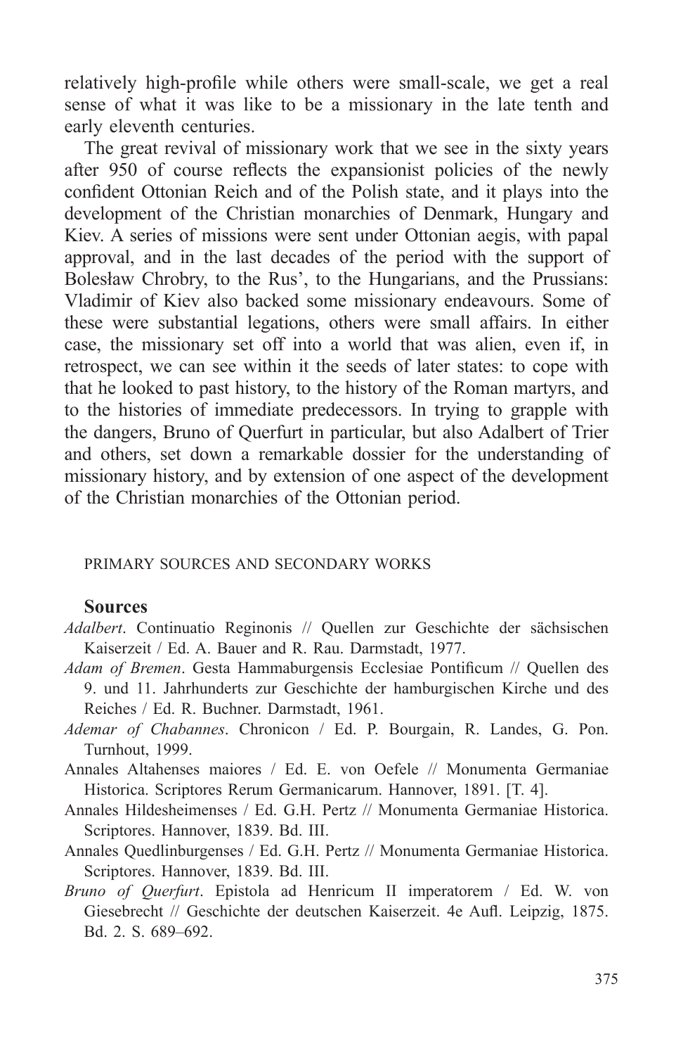relatively high-profile while others were small-scale, we get a real sense of what it was like to be a missionary in the late tenth and early eleventh centuries.

The great revival of missionary work that we see in the sixty years after 950 of course reflects the expansionist policies of the newly confident Ottonian Reich and of the Polish state, and it plays into the development of the Christian monarchies of Denmark, Hungary and Kiev. A series of missions were sent under Ottonian aegis, with papal approval, and in the last decades of the period with the support of Bolesław Chrobry, to the Rus', to the Hungarians, and the Prussians: Vladimir of Kiev also backed some missionary endeavours. Some of these were substantial legations, others were small affairs. In either case, the missionary set off into a world that was alien, even if, in retrospect, we can see within it the seeds of later states: to cope with that he looked to past history, to the history of the Roman martyrs, and to the histories of immediate predecessors. In trying to grapple with the dangers, Bruno of Querfurt in particular, but also Adalbert of Trier and others, set down a remarkable dossier for the understanding of missionary history, and by extension of one aspect of the development of the Christian monarchies of the Ottonian period.

## PRIMARY SOURCES AND SECONDARY WORKS

### Sources

*Adalbert*. Continuatio Reginonis // Quellen zur Geschichte der sächsischen Kaiserzeit / Ed. A. Bauer and R. Rau. Darmstadt, 1977.

*Adam of Bremen*. Gesta Hammaburgensis Ecclesiae Pontificum // Quellen des 9. und 11. Jahrhunderts zur Geschichte der hamburgischen Kirche und des Reiches / Ed. R. Buchner. Darmstadt, 1961.

*Ademar of Chabannes*. Chronicon / Ed. P. Bourgain, R. Landes, G. Pon. Turnhout, 1999.

Annales Altahenses maiores / Ed. E. von Oefele // Monumenta Germaniae Historica. Scriptores Rerum Germanicarum. Hannover, 1891. [T. 4].

Annales Hildesheimenses / Ed. G.H. Pertz // Monumenta Germaniae Historica. Scriptores. Hannover, 1839. Bd. III.

Annales Quedlinburgenses / Ed. G.H. Pertz // Monumenta Germaniae Historica. Scriptores. Hannover, 1839. Bd. III.

*Bruno of Querfurt*. Epistola ad Henricum II imperatorem / Ed. W. von Giesebrecht // Geschichte der deutschen Kaiserzeit. 4e Aufl. Leipzig, 1875. Bd. 2. S. 689–692.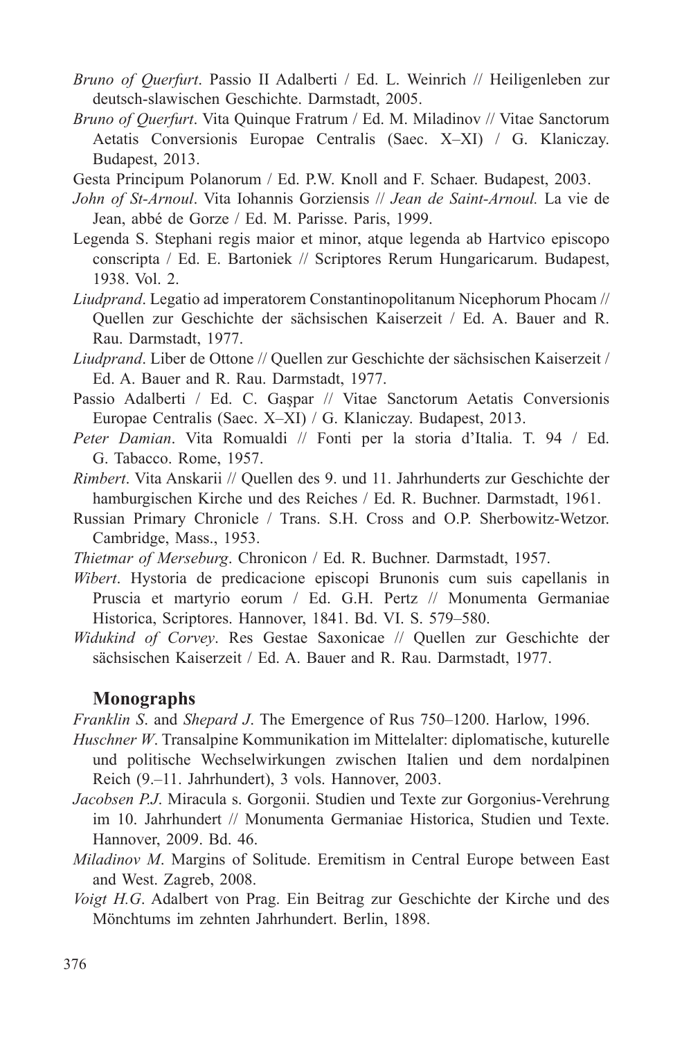*Bruno of Querfurt*. Passio II Adalberti / Ed. L. Weinrich // Heiligenleben zur deutsch-slawischen Geschichte. Darmstadt, 2005.

*Bruno of Querfurt*. Vita Quinque Fratrum / Ed. M. Miladinov // Vitae Sanctorum Aetatis Conversionis Europae Centralis (Saec. X–XI) / G. Klaniczay. Budapest, 2013.

Gesta Principum Polanorum / Ed. P.W. Knoll and F. Schaer. Budapest, 2003.

*John of St-Arnoul*. Vita Iohannis Gorziensis // *Jean de Saint-Arnoul.* La vie de Jean, abbé de Gorze / Ed. M. Parisse. Paris, 1999.

Legenda S. Stephani regis maior et minor, atque legenda ab Hartvico episcopo conscripta / Ed. E. Bartoniek // Scriptores Rerum Hungaricarum. Budapest, 1938. Vol. 2.

*Liudprand*. Legatio ad imperatorem Constantinopolitanum Nicephorum Phocam // Quellen zur Geschichte der sächsischen Kaiserzeit / Ed. A. Bauer and R. Rau. Darmstadt, 1977.

*Liudprand*. Liber de Ottone // Quellen zur Geschichte der sächsischen Kaiserzeit / Ed. A. Bauer and R. Rau. Darmstadt, 1977.

Passio Adalberti / Ed. C. Gaşpar // Vitae Sanctorum Aetatis Conversionis Europae Centralis (Saec. X–XI) / G. Klaniczay. Budapest, 2013.

*Peter Damian*. Vita Romualdi // Fonti per la storia d'Italia. T. 94 / Ed. G. Tabacco. Rome, 1957.

*Rimbert*. Vita Anskarii // Quellen des 9. und 11. Jahrhunderts zur Geschichte der hamburgischen Kirche und des Reiches / Ed. R. Buchner. Darmstadt, 1961.

Russian Primary Chronicle / Trans. S.H. Cross and O.P. Sherbowitz-Wetzor. Cambridge, Mass., 1953.

*Thietmar of Merseburg*. Chronicon / Ed. R. Buchner. Darmstadt, 1957.

*Wibert*. Hystoria de predicacione episcopi Brunonis cum suis capellanis in Pruscia et martyrio eorum / Ed. G.H. Pertz // Monumenta Germaniae Historica, Scriptores. Hannover, 1841. Bd. VI. S. 579–580.

*Widukind of Corvey*. Res Gestae Saxonicae // Quellen zur Geschichte der sächsischen Kaiserzeit / Ed. A. Bauer and R. Rau. Darmstadt, 1977.

## Monographs

*Franklin S*. and *Shepard J*. The Emergence of Rus 750–1200. Harlow, 1996.

*Huschner W*. Transalpine Kommunikation im Mittelalter: diplomatische, kuturelle und politische Wechselwirkungen zwischen Italien und dem nordalpinen Reich (9.–11. Jahrhundert), 3 vols. Hannover, 2003.

*Jacobsen P.J*. Miracula s. Gorgonii. Studien und Texte zur Gorgonius-Verehrung im 10. Jahrhundert // Monumenta Germaniae Historica, Studien und Texte. Hannover, 2009. Bd. 46.

*Miladinov M*. Margins of Solitude. Eremitism in Central Europe between East and West. Zagreb, 2008.

*Voigt H.G*. Adalbert von Prag. Ein Beitrag zur Geschichte der Kirche und des Mönchtums im zehnten Jahrhundert. Berlin, 1898.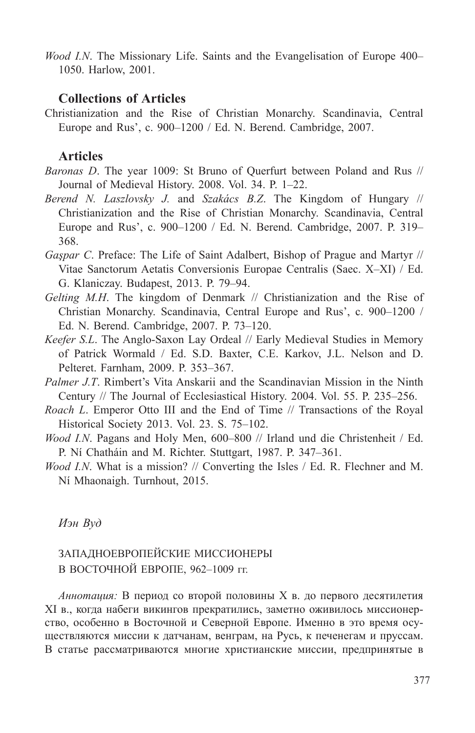*Wood I.N*. The Missionary Life. Saints and the Evangelisation of Europe 400–1050. Harlow, 2001.

## Collections of Articles

Christianization and the Rise of Christian Monarchy. Scandinavia, Central Europe and Rus', c. 900–1200 / Ed. N. Berend. Cambridge, 2007.

## Articles

*Baronas D*. The year 1009: St Bruno of Querfurt between Poland and Rus // Journal of Medieval History. 2008. Vol. 34. P. 1–22.

*Berend N. Laszlovsky J.* and *Szakács B.Z*. The Kingdom of Hungary // Christianization and the Rise of Christian Monarchy. Scandinavia, Central Europe and Rus', c. 900–1200 / Ed. N. Berend. Cambridge, 2007. P. 319–368.

*Gaşpar C*. Preface: The Life of Saint Adalbert, Bishop of Prague and Martyr // Vitae Sanctorum Aetatis Conversionis Europae Centralis (Saec. X–XI) / Ed. G. Klaniczay. Budapest, 2013. P. 79–94.

*Gelting M.H*. The kingdom of Denmark // Christianization and the Rise of Christian Monarchy. Scandinavia, Central Europe and Rus', c. 900–1200 / Ed. N. Berend. Cambridge, 2007. P. 73–120.

*Keefer S.L*. The Anglo-Saxon Lay Ordeal // Early Medieval Studies in Memory of Patrick Wormald / Ed. S.D. Baxter, C.E. Karkov, J.L. Nelson and D. Pelteret. Farnham, 2009. P. 353–367.

*Palmer J.T*. Rimbert's Vita Anskarii and the Scandinavian Mission in the Ninth Century // The Journal of Ecclesiastical History. 2004. Vol. 55. P. 235–256.

*Roach L*. Emperor Otto III and the End of Time // Transactions of the Royal Historical Society 2013. Vol. 23. S. 75–102.

*Wood I.N*. Pagans and Holy Men, 600–800 // Irland und die Christenheit / Ed. P. Ní Chatháin and M. Richter. Stuttgart, 1987. P. 347–361.

*Wood I.N*. What is a mission? // Converting the Isles / Ed. R. Flechner and M. Ní Mhaonaigh. Turnhout, 2015.

*Иэн Вуд*

ЗАПАДНОЕВРОПЕЙСКИЕ МИССИОНЕРЫ В ВОСТОЧНОЙ ЕВРОПЕ, 962–1009 гг.

*Аннотация:* В период со второй половины X в. до первого десятилетия XI в., когда набеги викингов прекратились, заметно оживилось миссионерство, особенно в Восточной и Северной Европе. Именно в это время осуществляются миссии к датчанам, венграм, на Русь, к печенегам и пруссам. В статье рассматриваются многие христианские миссии, предпринятые в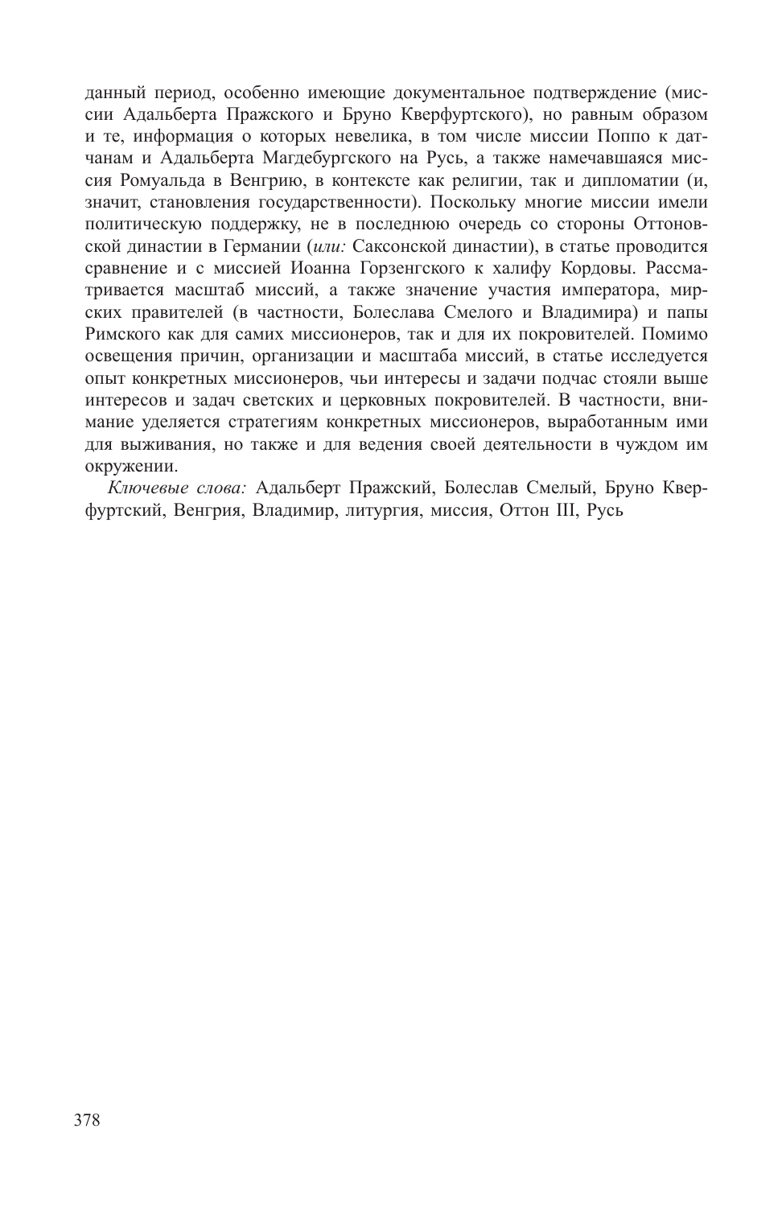данный период, особенно имеющие документальное подтверждение (миссии Адальберта Пражского и Бруно Кверфуртского), но равным образом и те, информация о которых невелика, в том числе миссии Поппо к датчанам и Адальберта Магдебургского на Русь, а также намечавшаяся миссия Ромуальда в Венгрию, в контексте как религии, так и дипломатии (и, значит, становления государственности). Поскольку многие миссии имели политическую поддержку, не в последнюю очередь со стороны Оттоновской династии в Германии (*или:* Саксонской династии), в статье проводится сравнение и с миссией Иоанна Горзенгского к халифу Кордовы. Рассматривается масштаб миссий, а также значение участия императора, мирских правителей (в частности, Болеслава Смелого и Владимира) и папы Римского как для самих миссионеров, так и для их покровителей. Помимо освещения причин, организации и масштаба миссий, в статье исследуется опыт конкретных миссионеров, чьи интересы и задачи подчас стояли выше интересов и задач светских и церковных покровителей. В частности, внимание уделяется стратегиям конкретных миссионеров, выработанным ими для выживания, но также и для ведения своей деятельности в чуждом им окружении.

*Ключевые слова:* Адальберт Пражский, Болеслав Смелый, Бруно Кверфуртский, Венгрия, Владимир, литургия, миссия, Оттон III, Русь